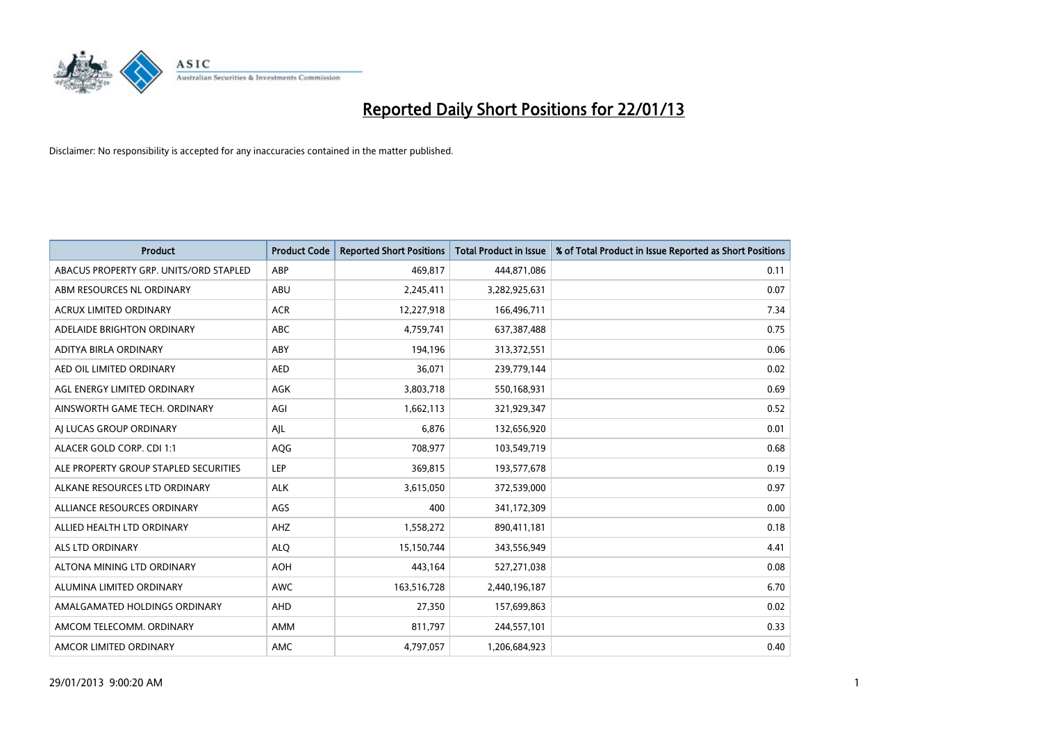# Reported Daily Short Positions for 22/01/13

Disclaimer: No responsibility is accepted for any inaccuracies contained in the matter published.

| Product | Product Code | Reported Short Positions | Total Product in Issue | % of Total Product in Issue Reported as Short Positions |
|---|---|---|---|---|
| ABACUS PROPERTY GRP. UNITS/ORD STAPLED | ABP | 469,817 | 444,871,086 | 0.11 |
| ABM RESOURCES NL ORDINARY | ABU | 2,245,411 | 3,282,925,631 | 0.07 |
| ACRUX LIMITED ORDINARY | ACR | 12,227,918 | 166,496,711 | 7.34 |
| ADELAIDE BRIGHTON ORDINARY | ABC | 4,759,741 | 637,387,488 | 0.75 |
| ADITYA BIRLA ORDINARY | ABY | 194,196 | 313,372,551 | 0.06 |
| AED OIL LIMITED ORDINARY | AED | 36,071 | 239,779,144 | 0.02 |
| AGL ENERGY LIMITED ORDINARY | AGK | 3,803,718 | 550,168,931 | 0.69 |
| AINSWORTH GAME TECH. ORDINARY | AGI | 1,662,113 | 321,929,347 | 0.52 |
| AJ LUCAS GROUP ORDINARY | AJL | 6,876 | 132,656,920 | 0.01 |
| ALACER GOLD CORP. CDI 1:1 | AQG | 708,977 | 103,549,719 | 0.68 |
| ALE PROPERTY GROUP STAPLED SECURITIES | LEP | 369,815 | 193,577,678 | 0.19 |
| ALKANE RESOURCES LTD ORDINARY | ALK | 3,615,050 | 372,539,000 | 0.97 |
| ALLIANCE RESOURCES ORDINARY | AGS | 400 | 341,172,309 | 0.00 |
| ALLIED HEALTH LTD ORDINARY | AHZ | 1,558,272 | 890,411,181 | 0.18 |
| ALS LTD ORDINARY | ALQ | 15,150,744 | 343,556,949 | 4.41 |
| ALTONA MINING LTD ORDINARY | AOH | 443,164 | 527,271,038 | 0.08 |
| ALUMINA LIMITED ORDINARY | AWC | 163,516,728 | 2,440,196,187 | 6.70 |
| AMALGAMATED HOLDINGS ORDINARY | AHD | 27,350 | 157,699,863 | 0.02 |
| AMCOM TELECOMM. ORDINARY | AMM | 811,797 | 244,557,101 | 0.33 |
| AMCOR LIMITED ORDINARY | AMC | 4,797,057 | 1,206,684,923 | 0.40 |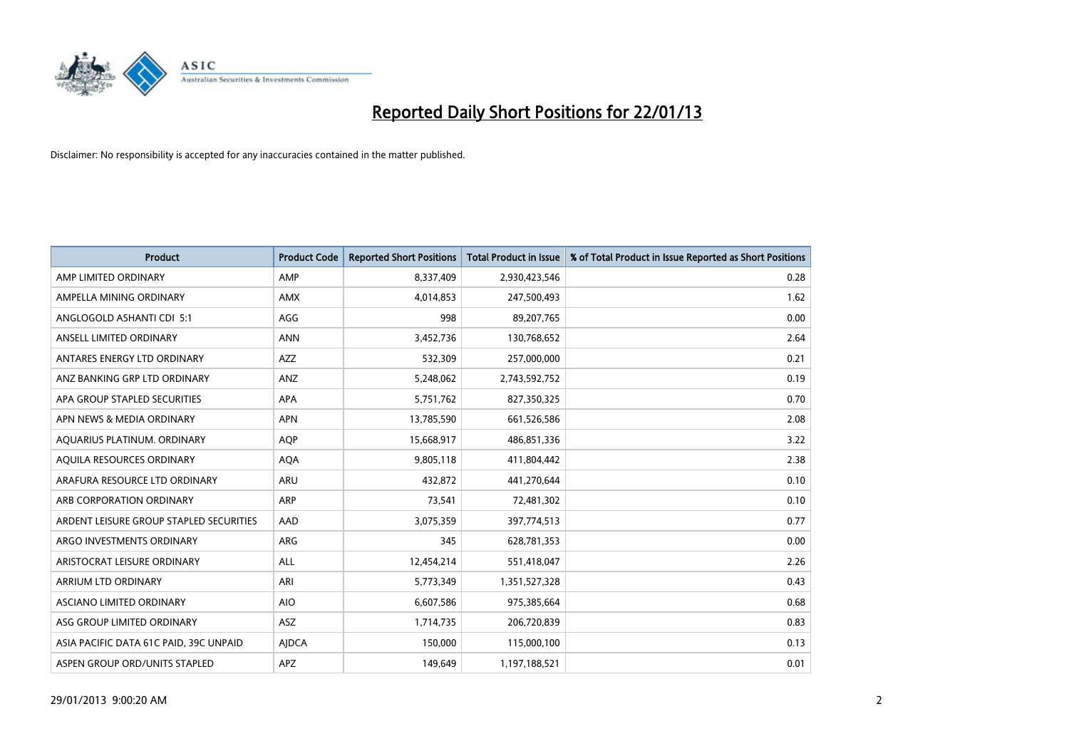# Reported Daily Short Positions for 22/01/13

Disclaimer: No responsibility is accepted for any inaccuracies contained in the matter published.

| Product | Product Code | Reported Short Positions | Total Product in Issue | % of Total Product in Issue Reported as Short Positions |
|---|---|---|---|---|
| AMP LIMITED ORDINARY | AMP | 8,337,409 | 2,930,423,546 | 0.28 |
| AMPELLA MINING ORDINARY | AMX | 4,014,853 | 247,500,493 | 1.62 |
| ANGLOGOLD ASHANTI CDI 5:1 | AGG | 998 | 89,207,765 | 0.00 |
| ANSELL LIMITED ORDINARY | ANN | 3,452,736 | 130,768,652 | 2.64 |
| ANTARES ENERGY LTD ORDINARY | AZZ | 532,309 | 257,000,000 | 0.21 |
| ANZ BANKING GRP LTD ORDINARY | ANZ | 5,248,062 | 2,743,592,752 | 0.19 |
| APA GROUP STAPLED SECURITIES | APA | 5,751,762 | 827,350,325 | 0.70 |
| APN NEWS & MEDIA ORDINARY | APN | 13,785,590 | 661,526,586 | 2.08 |
| AQUARIUS PLATINUM. ORDINARY | AQP | 15,668,917 | 486,851,336 | 3.22 |
| AQUILA RESOURCES ORDINARY | AQA | 9,805,118 | 411,804,442 | 2.38 |
| ARAFURA RESOURCE LTD ORDINARY | ARU | 432,872 | 441,270,644 | 0.10 |
| ARB CORPORATION ORDINARY | ARP | 73,541 | 72,481,302 | 0.10 |
| ARDENT LEISURE GROUP STAPLED SECURITIES | AAD | 3,075,359 | 397,774,513 | 0.77 |
| ARGO INVESTMENTS ORDINARY | ARG | 345 | 628,781,353 | 0.00 |
| ARISTOCRAT LEISURE ORDINARY | ALL | 12,454,214 | 551,418,047 | 2.26 |
| ARRIUM LTD ORDINARY | ARI | 5,773,349 | 1,351,527,328 | 0.43 |
| ASCIANO LIMITED ORDINARY | AIO | 6,607,586 | 975,385,664 | 0.68 |
| ASG GROUP LIMITED ORDINARY | ASZ | 1,714,735 | 206,720,839 | 0.83 |
| ASIA PACIFIC DATA 61C PAID, 39C UNPAID | AJDCA | 150,000 | 115,000,100 | 0.13 |
| ASPEN GROUP ORD/UNITS STAPLED | APZ | 149,649 | 1,197,188,521 | 0.01 |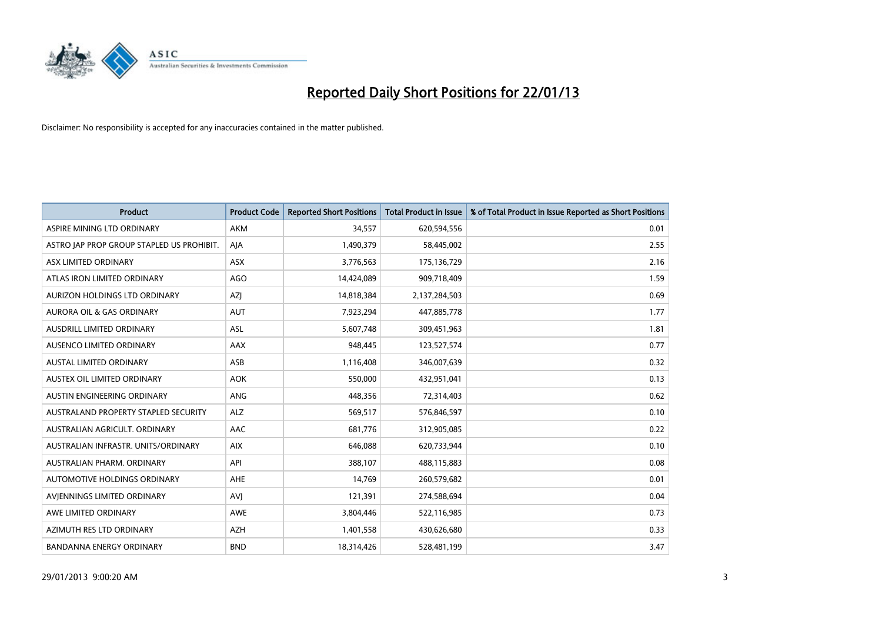# Reported Daily Short Positions for 22/01/13

Disclaimer: No responsibility is accepted for any inaccuracies contained in the matter published.

| Product | Product Code | Reported Short Positions | Total Product in Issue | % of Total Product in Issue Reported as Short Positions |
|---|---|---|---|---|
| ASPIRE MINING LTD ORDINARY | AKM | 34,557 | 620,594,556 | 0.01 |
| ASTRO JAP PROP GROUP STAPLED US PROHIBIT. | AJA | 1,490,379 | 58,445,002 | 2.55 |
| ASX LIMITED ORDINARY | ASX | 3,776,563 | 175,136,729 | 2.16 |
| ATLAS IRON LIMITED ORDINARY | AGO | 14,424,089 | 909,718,409 | 1.59 |
| AURIZON HOLDINGS LTD ORDINARY | AZJ | 14,818,384 | 2,137,284,503 | 0.69 |
| AURORA OIL & GAS ORDINARY | AUT | 7,923,294 | 447,885,778 | 1.77 |
| AUSDRILL LIMITED ORDINARY | ASL | 5,607,748 | 309,451,963 | 1.81 |
| AUSENCO LIMITED ORDINARY | AAX | 948,445 | 123,527,574 | 0.77 |
| AUSTAL LIMITED ORDINARY | ASB | 1,116,408 | 346,007,639 | 0.32 |
| AUSTEX OIL LIMITED ORDINARY | AOK | 550,000 | 432,951,041 | 0.13 |
| AUSTIN ENGINEERING ORDINARY | ANG | 448,356 | 72,314,403 | 0.62 |
| AUSTRALAND PROPERTY STAPLED SECURITY | ALZ | 569,517 | 576,846,597 | 0.10 |
| AUSTRALIAN AGRICULT. ORDINARY | AAC | 681,776 | 312,905,085 | 0.22 |
| AUSTRALIAN INFRASTR. UNITS/ORDINARY | AIX | 646,088 | 620,733,944 | 0.10 |
| AUSTRALIAN PHARM. ORDINARY | API | 388,107 | 488,115,883 | 0.08 |
| AUTOMOTIVE HOLDINGS ORDINARY | AHE | 14,769 | 260,579,682 | 0.01 |
| AVJENNINGS LIMITED ORDINARY | AVJ | 121,391 | 274,588,694 | 0.04 |
| AWE LIMITED ORDINARY | AWE | 3,804,446 | 522,116,985 | 0.73 |
| AZIMUTH RES LTD ORDINARY | AZH | 1,401,558 | 430,626,680 | 0.33 |
| BANDANNA ENERGY ORDINARY | BND | 18,314,426 | 528,481,199 | 3.47 |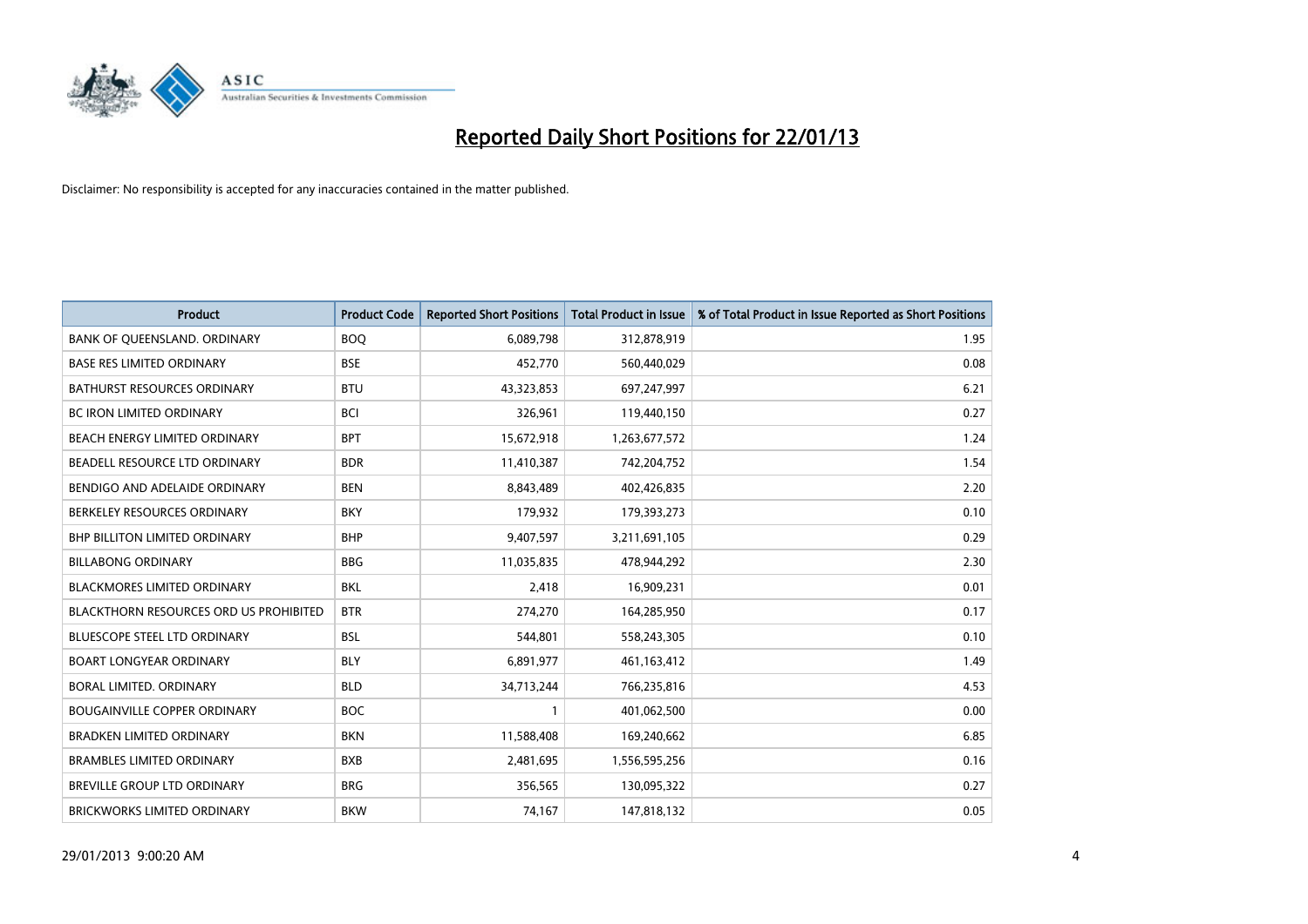# Reported Daily Short Positions for 22/01/13

Disclaimer: No responsibility is accepted for any inaccuracies contained in the matter published.

| Product | Product Code | Reported Short Positions | Total Product in Issue | % of Total Product in Issue Reported as Short Positions |
|---|---|---|---|---|
| BANK OF QUEENSLAND. ORDINARY | BOQ | 6,089,798 | 312,878,919 | 1.95 |
| BASE RES LIMITED ORDINARY | BSE | 452,770 | 560,440,029 | 0.08 |
| BATHURST RESOURCES ORDINARY | BTU | 43,323,853 | 697,247,997 | 6.21 |
| BC IRON LIMITED ORDINARY | BCI | 326,961 | 119,440,150 | 0.27 |
| BEACH ENERGY LIMITED ORDINARY | BPT | 15,672,918 | 1,263,677,572 | 1.24 |
| BEADELL RESOURCE LTD ORDINARY | BDR | 11,410,387 | 742,204,752 | 1.54 |
| BENDIGO AND ADELAIDE ORDINARY | BEN | 8,843,489 | 402,426,835 | 2.20 |
| BERKELEY RESOURCES ORDINARY | BKY | 179,932 | 179,393,273 | 0.10 |
| BHP BILLITON LIMITED ORDINARY | BHP | 9,407,597 | 3,211,691,105 | 0.29 |
| BILLABONG ORDINARY | BBG | 11,035,835 | 478,944,292 | 2.30 |
| BLACKMORES LIMITED ORDINARY | BKL | 2,418 | 16,909,231 | 0.01 |
| BLACKTHORN RESOURCES ORD US PROHIBITED | BTR | 274,270 | 164,285,950 | 0.17 |
| BLUESCOPE STEEL LTD ORDINARY | BSL | 544,801 | 558,243,305 | 0.10 |
| BOART LONGYEAR ORDINARY | BLY | 6,891,977 | 461,163,412 | 1.49 |
| BORAL LIMITED. ORDINARY | BLD | 34,713,244 | 766,235,816 | 4.53 |
| BOUGAINVILLE COPPER ORDINARY | BOC | 1 | 401,062,500 | 0.00 |
| BRADKEN LIMITED ORDINARY | BKN | 11,588,408 | 169,240,662 | 6.85 |
| BRAMBLES LIMITED ORDINARY | BXB | 2,481,695 | 1,556,595,256 | 0.16 |
| BREVILLE GROUP LTD ORDINARY | BRG | 356,565 | 130,095,322 | 0.27 |
| BRICKWORKS LIMITED ORDINARY | BKW | 74,167 | 147,818,132 | 0.05 |

29/01/2013 9:00:20 AM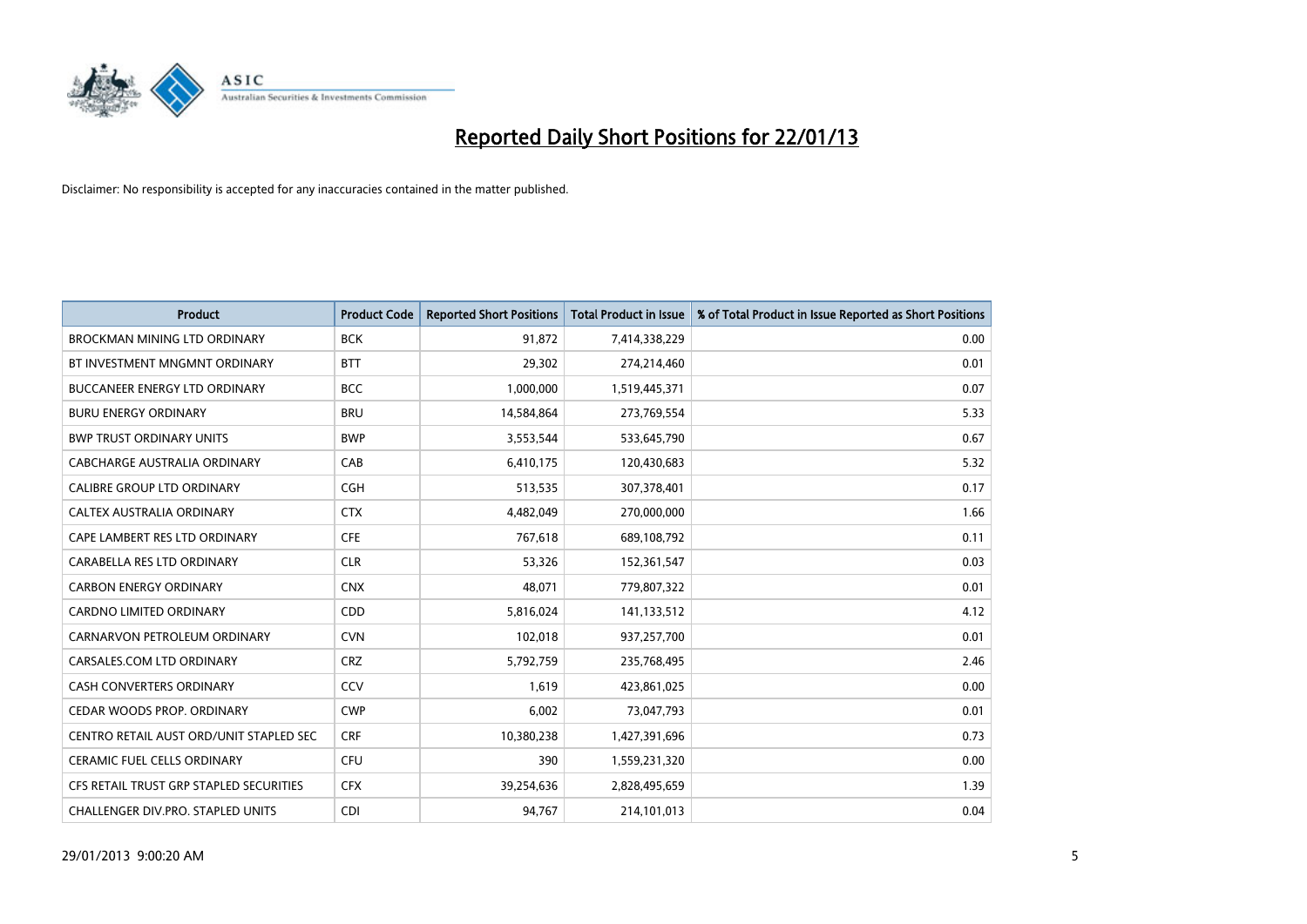# Reported Daily Short Positions for 22/01/13

Disclaimer: No responsibility is accepted for any inaccuracies contained in the matter published.

| Product | Product Code | Reported Short Positions | Total Product in Issue | % of Total Product in Issue Reported as Short Positions |
|---|---|---|---|---|
| BROCKMAN MINING LTD ORDINARY | BCK | 91,872 | 7,414,338,229 | 0.00 |
| BT INVESTMENT MNGMNT ORDINARY | BTT | 29,302 | 274,214,460 | 0.01 |
| BUCCANEER ENERGY LTD ORDINARY | BCC | 1,000,000 | 1,519,445,371 | 0.07 |
| BURU ENERGY ORDINARY | BRU | 14,584,864 | 273,769,554 | 5.33 |
| BWP TRUST ORDINARY UNITS | BWP | 3,553,544 | 533,645,790 | 0.67 |
| CABCHARGE AUSTRALIA ORDINARY | CAB | 6,410,175 | 120,430,683 | 5.32 |
| CALIBRE GROUP LTD ORDINARY | CGH | 513,535 | 307,378,401 | 0.17 |
| CALTEX AUSTRALIA ORDINARY | CTX | 4,482,049 | 270,000,000 | 1.66 |
| CAPE LAMBERT RES LTD ORDINARY | CFE | 767,618 | 689,108,792 | 0.11 |
| CARABELLA RES LTD ORDINARY | CLR | 53,326 | 152,361,547 | 0.03 |
| CARBON ENERGY ORDINARY | CNX | 48,071 | 779,807,322 | 0.01 |
| CARDNO LIMITED ORDINARY | CDD | 5,816,024 | 141,133,512 | 4.12 |
| CARNARVON PETROLEUM ORDINARY | CVN | 102,018 | 937,257,700 | 0.01 |
| CARSALES.COM LTD ORDINARY | CRZ | 5,792,759 | 235,768,495 | 2.46 |
| CASH CONVERTERS ORDINARY | CCV | 1,619 | 423,861,025 | 0.00 |
| CEDAR WOODS PROP. ORDINARY | CWP | 6,002 | 73,047,793 | 0.01 |
| CENTRO RETAIL AUST ORD/UNIT STAPLED SEC | CRF | 10,380,238 | 1,427,391,696 | 0.73 |
| CERAMIC FUEL CELLS ORDINARY | CFU | 390 | 1,559,231,320 | 0.00 |
| CFS RETAIL TRUST GRP STAPLED SECURITIES | CFX | 39,254,636 | 2,828,495,659 | 1.39 |
| CHALLENGER DIV.PRO. STAPLED UNITS | CDI | 94,767 | 214,101,013 | 0.04 |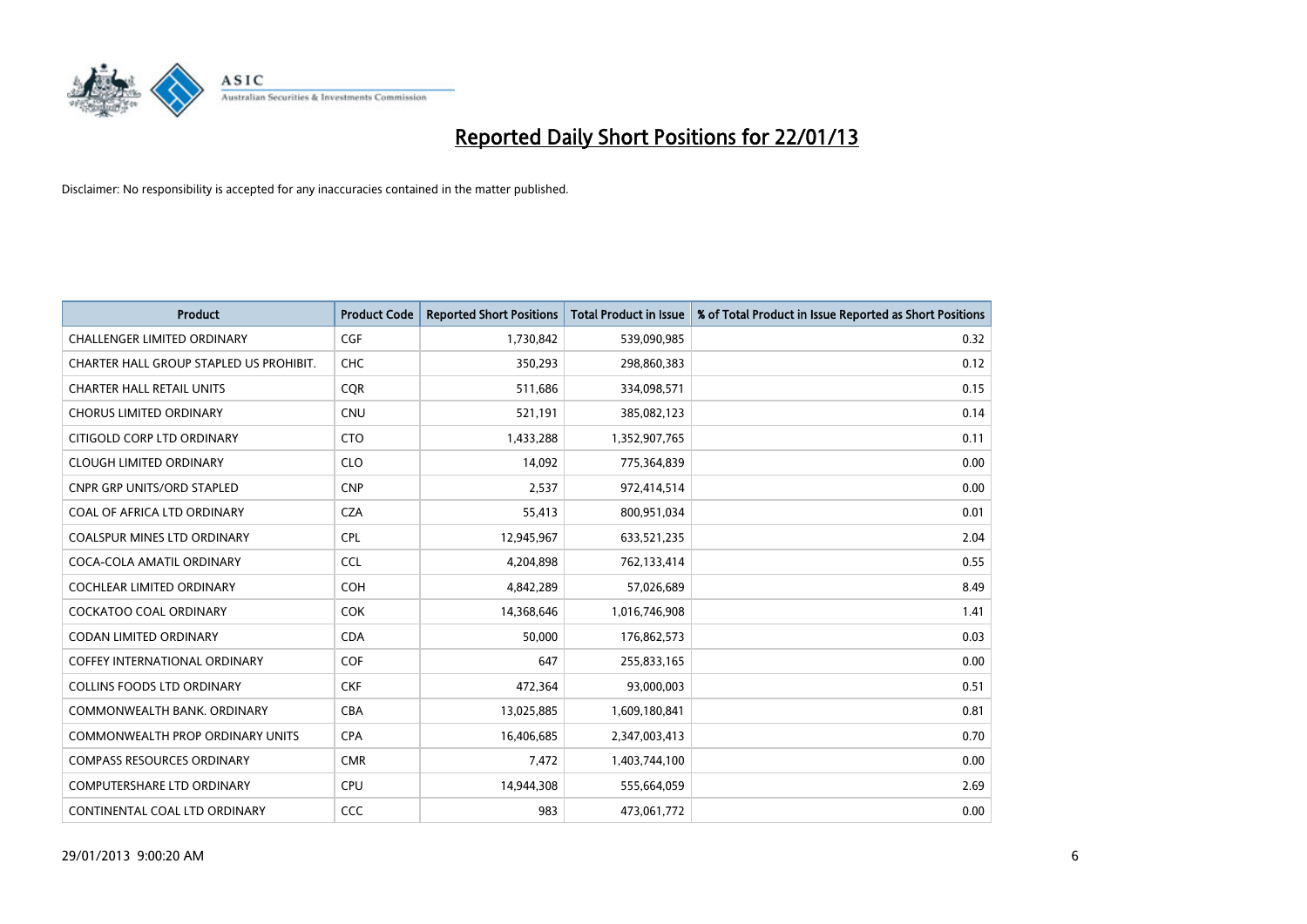# Reported Daily Short Positions for 22/01/13

Disclaimer: No responsibility is accepted for any inaccuracies contained in the matter published.

| Product | Product Code | Reported Short Positions | Total Product in Issue | % of Total Product in Issue Reported as Short Positions |
|---|---|---|---|---|
| CHALLENGER LIMITED ORDINARY | CGF | 1,730,842 | 539,090,985 | 0.32 |
| CHARTER HALL GROUP STAPLED US PROHIBIT. | CHC | 350,293 | 298,860,383 | 0.12 |
| CHARTER HALL RETAIL UNITS | CQR | 511,686 | 334,098,571 | 0.15 |
| CHORUS LIMITED ORDINARY | CNU | 521,191 | 385,082,123 | 0.14 |
| CITIGOLD CORP LTD ORDINARY | CTO | 1,433,288 | 1,352,907,765 | 0.11 |
| CLOUGH LIMITED ORDINARY | CLO | 14,092 | 775,364,839 | 0.00 |
| CNPR GRP UNITS/ORD STAPLED | CNP | 2,537 | 972,414,514 | 0.00 |
| COAL OF AFRICA LTD ORDINARY | CZA | 55,413 | 800,951,034 | 0.01 |
| COALSPUR MINES LTD ORDINARY | CPL | 12,945,967 | 633,521,235 | 2.04 |
| COCA-COLA AMATIL ORDINARY | CCL | 4,204,898 | 762,133,414 | 0.55 |
| COCHLEAR LIMITED ORDINARY | COH | 4,842,289 | 57,026,689 | 8.49 |
| COCKATOO COAL ORDINARY | COK | 14,368,646 | 1,016,746,908 | 1.41 |
| CODAN LIMITED ORDINARY | CDA | 50,000 | 176,862,573 | 0.03 |
| COFFEY INTERNATIONAL ORDINARY | COF | 647 | 255,833,165 | 0.00 |
| COLLINS FOODS LTD ORDINARY | CKF | 472,364 | 93,000,003 | 0.51 |
| COMMONWEALTH BANK. ORDINARY | CBA | 13,025,885 | 1,609,180,841 | 0.81 |
| COMMONWEALTH PROP ORDINARY UNITS | CPA | 16,406,685 | 2,347,003,413 | 0.70 |
| COMPASS RESOURCES ORDINARY | CMR | 7,472 | 1,403,744,100 | 0.00 |
| COMPUTERSHARE LTD ORDINARY | CPU | 14,944,308 | 555,664,059 | 2.69 |
| CONTINENTAL COAL LTD ORDINARY | CCC | 983 | 473,061,772 | 0.00 |

29/01/2013 9:00:20 AM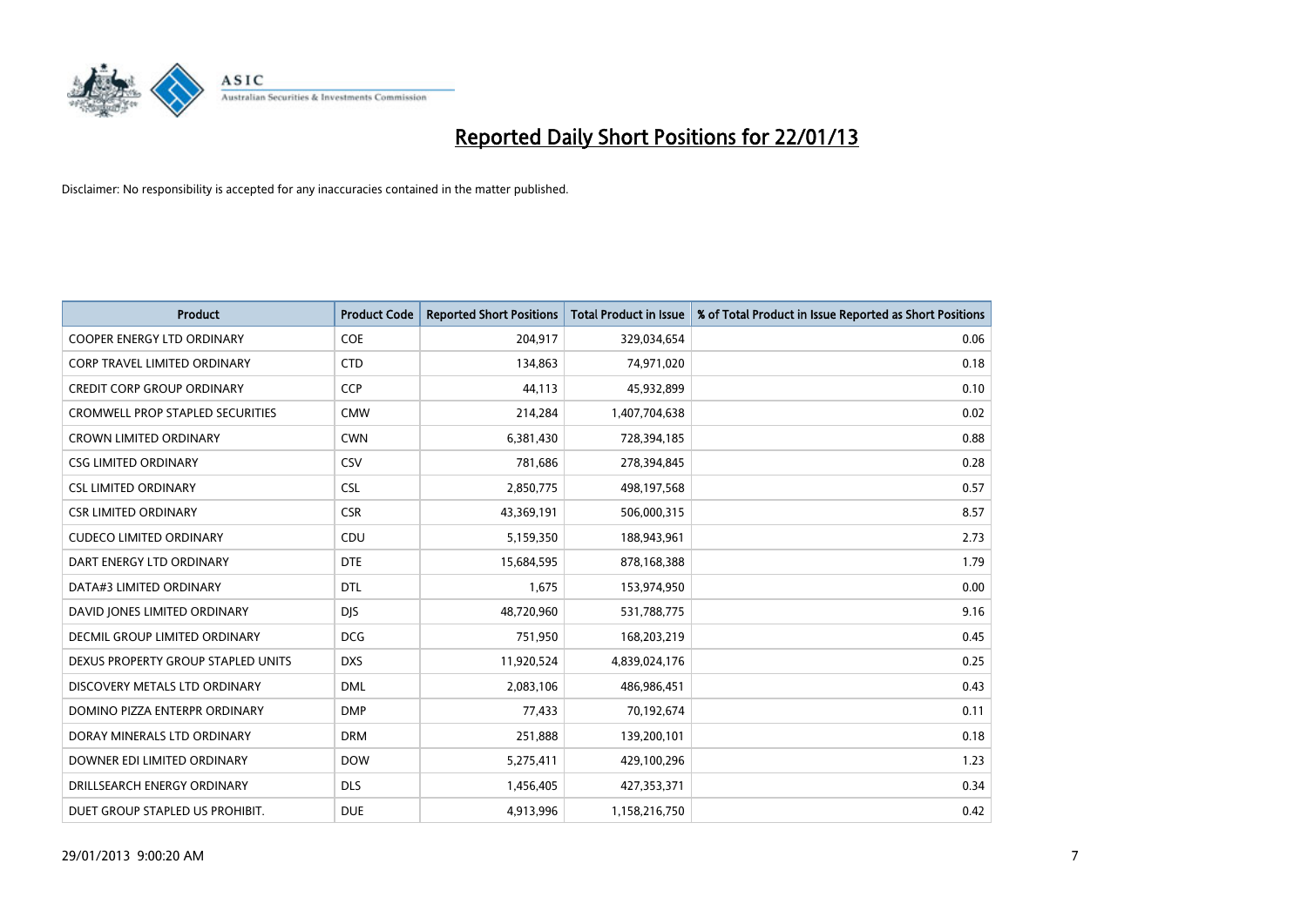# Reported Daily Short Positions for 22/01/13

Disclaimer: No responsibility is accepted for any inaccuracies contained in the matter published.

| Product | Product Code | Reported Short Positions | Total Product in Issue | % of Total Product in Issue Reported as Short Positions |
|---|---|---|---|---|
| COOPER ENERGY LTD ORDINARY | COE | 204,917 | 329,034,654 | 0.06 |
| CORP TRAVEL LIMITED ORDINARY | CTD | 134,863 | 74,971,020 | 0.18 |
| CREDIT CORP GROUP ORDINARY | CCP | 44,113 | 45,932,899 | 0.10 |
| CROMWELL PROP STAPLED SECURITIES | CMW | 214,284 | 1,407,704,638 | 0.02 |
| CROWN LIMITED ORDINARY | CWN | 6,381,430 | 728,394,185 | 0.88 |
| CSG LIMITED ORDINARY | CSV | 781,686 | 278,394,845 | 0.28 |
| CSL LIMITED ORDINARY | CSL | 2,850,775 | 498,197,568 | 0.57 |
| CSR LIMITED ORDINARY | CSR | 43,369,191 | 506,000,315 | 8.57 |
| CUDECO LIMITED ORDINARY | CDU | 5,159,350 | 188,943,961 | 2.73 |
| DART ENERGY LTD ORDINARY | DTE | 15,684,595 | 878,168,388 | 1.79 |
| DATA#3 LIMITED ORDINARY | DTL | 1,675 | 153,974,950 | 0.00 |
| DAVID JONES LIMITED ORDINARY | DJS | 48,720,960 | 531,788,775 | 9.16 |
| DECMIL GROUP LIMITED ORDINARY | DCG | 751,950 | 168,203,219 | 0.45 |
| DEXUS PROPERTY GROUP STAPLED UNITS | DXS | 11,920,524 | 4,839,024,176 | 0.25 |
| DISCOVERY METALS LTD ORDINARY | DML | 2,083,106 | 486,986,451 | 0.43 |
| DOMINO PIZZA ENTERPR ORDINARY | DMP | 77,433 | 70,192,674 | 0.11 |
| DORAY MINERALS LTD ORDINARY | DRM | 251,888 | 139,200,101 | 0.18 |
| DOWNER EDI LIMITED ORDINARY | DOW | 5,275,411 | 429,100,296 | 1.23 |
| DRILLSEARCH ENERGY ORDINARY | DLS | 1,456,405 | 427,353,371 | 0.34 |
| DUET GROUP STAPLED US PROHIBIT. | DUE | 4,913,996 | 1,158,216,750 | 0.42 |

29/01/2013 9:00:20 AM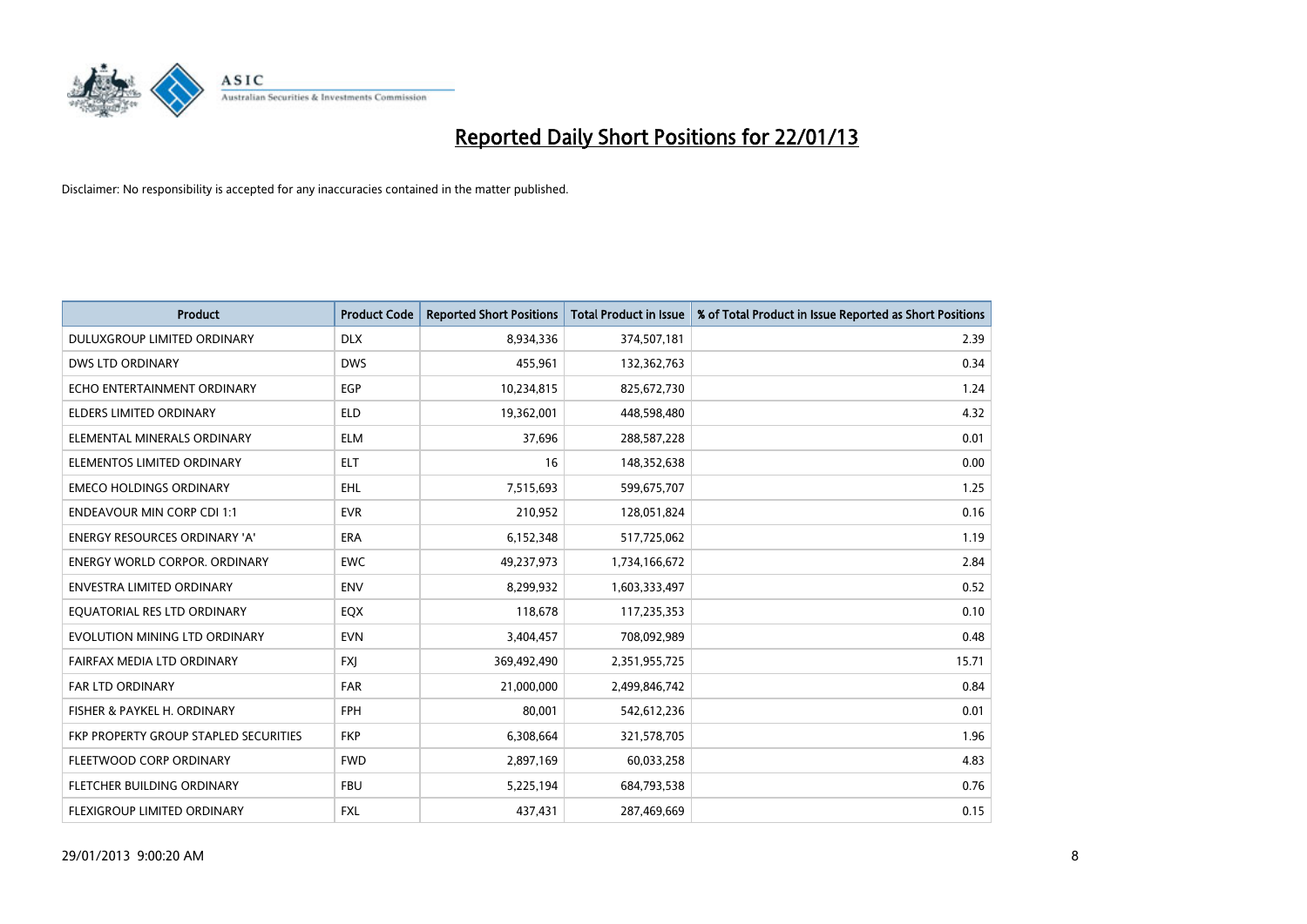# Reported Daily Short Positions for 22/01/13

Disclaimer: No responsibility is accepted for any inaccuracies contained in the matter published.

| Product | Product Code | Reported Short Positions | Total Product in Issue | % of Total Product in Issue Reported as Short Positions |
|---|---|---|---|---|
| DULUXGROUP LIMITED ORDINARY | DLX | 8,934,336 | 374,507,181 | 2.39 |
| DWS LTD ORDINARY | DWS | 455,961 | 132,362,763 | 0.34 |
| ECHO ENTERTAINMENT ORDINARY | EGP | 10,234,815 | 825,672,730 | 1.24 |
| ELDERS LIMITED ORDINARY | ELD | 19,362,001 | 448,598,480 | 4.32 |
| ELEMENTAL MINERALS ORDINARY | ELM | 37,696 | 288,587,228 | 0.01 |
| ELEMENTOS LIMITED ORDINARY | ELT | 16 | 148,352,638 | 0.00 |
| EMECO HOLDINGS ORDINARY | EHL | 7,515,693 | 599,675,707 | 1.25 |
| ENDEAVOUR MIN CORP CDI 1:1 | EVR | 210,952 | 128,051,824 | 0.16 |
| ENERGY RESOURCES ORDINARY 'A' | ERA | 6,152,348 | 517,725,062 | 1.19 |
| ENERGY WORLD CORPOR. ORDINARY | EWC | 49,237,973 | 1,734,166,672 | 2.84 |
| ENVESTRA LIMITED ORDINARY | ENV | 8,299,932 | 1,603,333,497 | 0.52 |
| EQUATORIAL RES LTD ORDINARY | EQX | 118,678 | 117,235,353 | 0.10 |
| EVOLUTION MINING LTD ORDINARY | EVN | 3,404,457 | 708,092,989 | 0.48 |
| FAIRFAX MEDIA LTD ORDINARY | FXJ | 369,492,490 | 2,351,955,725 | 15.71 |
| FAR LTD ORDINARY | FAR | 21,000,000 | 2,499,846,742 | 0.84 |
| FISHER & PAYKEL H. ORDINARY | FPH | 80,001 | 542,612,236 | 0.01 |
| FKP PROPERTY GROUP STAPLED SECURITIES | FKP | 6,308,664 | 321,578,705 | 1.96 |
| FLEETWOOD CORP ORDINARY | FWD | 2,897,169 | 60,033,258 | 4.83 |
| FLETCHER BUILDING ORDINARY | FBU | 5,225,194 | 684,793,538 | 0.76 |
| FLEXIGROUP LIMITED ORDINARY | FXL | 437,431 | 287,469,669 | 0.15 |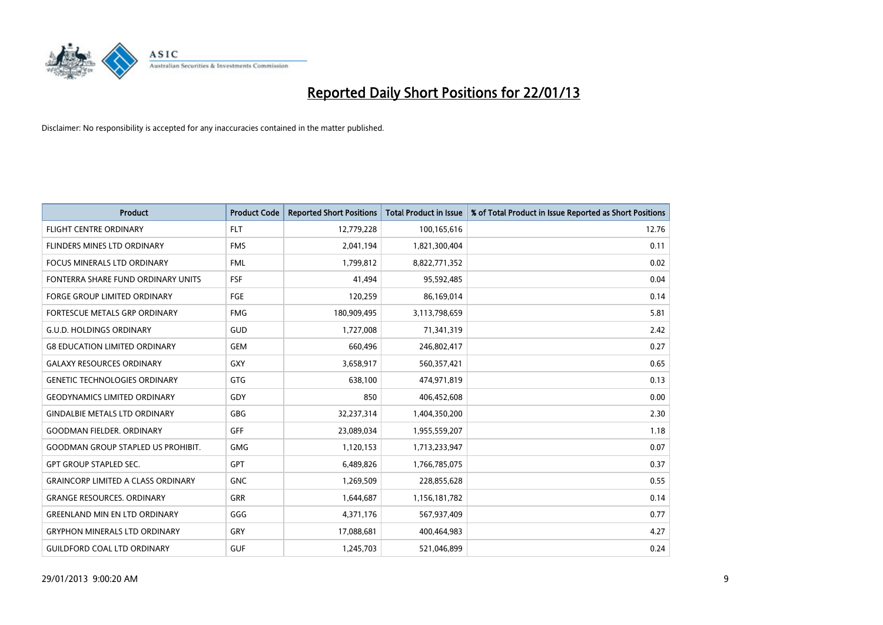# Reported Daily Short Positions for 22/01/13

Disclaimer: No responsibility is accepted for any inaccuracies contained in the matter published.

| Product | Product Code | Reported Short Positions | Total Product in Issue | % of Total Product in Issue Reported as Short Positions |
|---|---|---|---|---|
| FLIGHT CENTRE ORDINARY | FLT | 12,779,228 | 100,165,616 | 12.76 |
| FLINDERS MINES LTD ORDINARY | FMS | 2,041,194 | 1,821,300,404 | 0.11 |
| FOCUS MINERALS LTD ORDINARY | FML | 1,799,812 | 8,822,771,352 | 0.02 |
| FONTERRA SHARE FUND ORDINARY UNITS | FSF | 41,494 | 95,592,485 | 0.04 |
| FORGE GROUP LIMITED ORDINARY | FGE | 120,259 | 86,169,014 | 0.14 |
| FORTESCUE METALS GRP ORDINARY | FMG | 180,909,495 | 3,113,798,659 | 5.81 |
| G.U.D. HOLDINGS ORDINARY | GUD | 1,727,008 | 71,341,319 | 2.42 |
| G8 EDUCATION LIMITED ORDINARY | GEM | 660,496 | 246,802,417 | 0.27 |
| GALAXY RESOURCES ORDINARY | GXY | 3,658,917 | 560,357,421 | 0.65 |
| GENETIC TECHNOLOGIES ORDINARY | GTG | 638,100 | 474,971,819 | 0.13 |
| GEODYNAMICS LIMITED ORDINARY | GDY | 850 | 406,452,608 | 0.00 |
| GINDALBIE METALS LTD ORDINARY | GBG | 32,237,314 | 1,404,350,200 | 2.30 |
| GOODMAN FIELDER. ORDINARY | GFF | 23,089,034 | 1,955,559,207 | 1.18 |
| GOODMAN GROUP STAPLED US PROHIBIT. | GMG | 1,120,153 | 1,713,233,947 | 0.07 |
| GPT GROUP STAPLED SEC. | GPT | 6,489,826 | 1,766,785,075 | 0.37 |
| GRAINCORP LIMITED A CLASS ORDINARY | GNC | 1,269,509 | 228,855,628 | 0.55 |
| GRANGE RESOURCES. ORDINARY | GRR | 1,644,687 | 1,156,181,782 | 0.14 |
| GREENLAND MIN EN LTD ORDINARY | GGG | 4,371,176 | 567,937,409 | 0.77 |
| GRYPHON MINERALS LTD ORDINARY | GRY | 17,088,681 | 400,464,983 | 4.27 |
| GUILDFORD COAL LTD ORDINARY | GUF | 1,245,703 | 521,046,899 | 0.24 |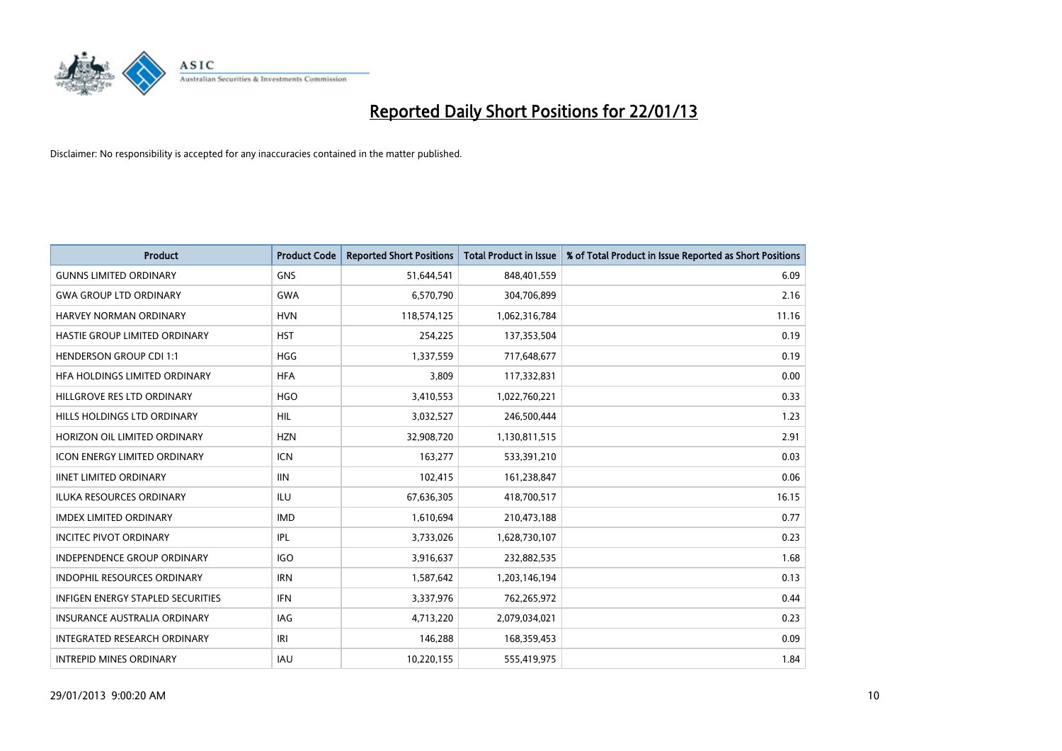# Reported Daily Short Positions for 22/01/13

Disclaimer: No responsibility is accepted for any inaccuracies contained in the matter published.

| Product | Product Code | Reported Short Positions | Total Product in Issue | % of Total Product in Issue Reported as Short Positions |
|---|---|---|---|---|
| GUNNS LIMITED ORDINARY | GNS | 51,644,541 | 848,401,559 | 6.09 |
| GWA GROUP LTD ORDINARY | GWA | 6,570,790 | 304,706,899 | 2.16 |
| HARVEY NORMAN ORDINARY | HVN | 118,574,125 | 1,062,316,784 | 11.16 |
| HASTIE GROUP LIMITED ORDINARY | HST | 254,225 | 137,353,504 | 0.19 |
| HENDERSON GROUP CDI 1:1 | HGG | 1,337,559 | 717,648,677 | 0.19 |
| HFA HOLDINGS LIMITED ORDINARY | HFA | 3,809 | 117,332,831 | 0.00 |
| HILLGROVE RES LTD ORDINARY | HGO | 3,410,553 | 1,022,760,221 | 0.33 |
| HILLS HOLDINGS LTD ORDINARY | HIL | 3,032,527 | 246,500,444 | 1.23 |
| HORIZON OIL LIMITED ORDINARY | HZN | 32,908,720 | 1,130,811,515 | 2.91 |
| ICON ENERGY LIMITED ORDINARY | ICN | 163,277 | 533,391,210 | 0.03 |
| IINET LIMITED ORDINARY | IIN | 102,415 | 161,238,847 | 0.06 |
| ILUKA RESOURCES ORDINARY | ILU | 67,636,305 | 418,700,517 | 16.15 |
| IMDEX LIMITED ORDINARY | IMD | 1,610,694 | 210,473,188 | 0.77 |
| INCITEC PIVOT ORDINARY | IPL | 3,733,026 | 1,628,730,107 | 0.23 |
| INDEPENDENCE GROUP ORDINARY | IGO | 3,916,637 | 232,882,535 | 1.68 |
| INDOPHIL RESOURCES ORDINARY | IRN | 1,587,642 | 1,203,146,194 | 0.13 |
| INFIGEN ENERGY STAPLED SECURITIES | IFN | 3,337,976 | 762,265,972 | 0.44 |
| INSURANCE AUSTRALIA ORDINARY | IAG | 4,713,220 | 2,079,034,021 | 0.23 |
| INTEGRATED RESEARCH ORDINARY | IRI | 146,288 | 168,359,453 | 0.09 |
| INTREPID MINES ORDINARY | IAU | 10,220,155 | 555,419,975 | 1.84 |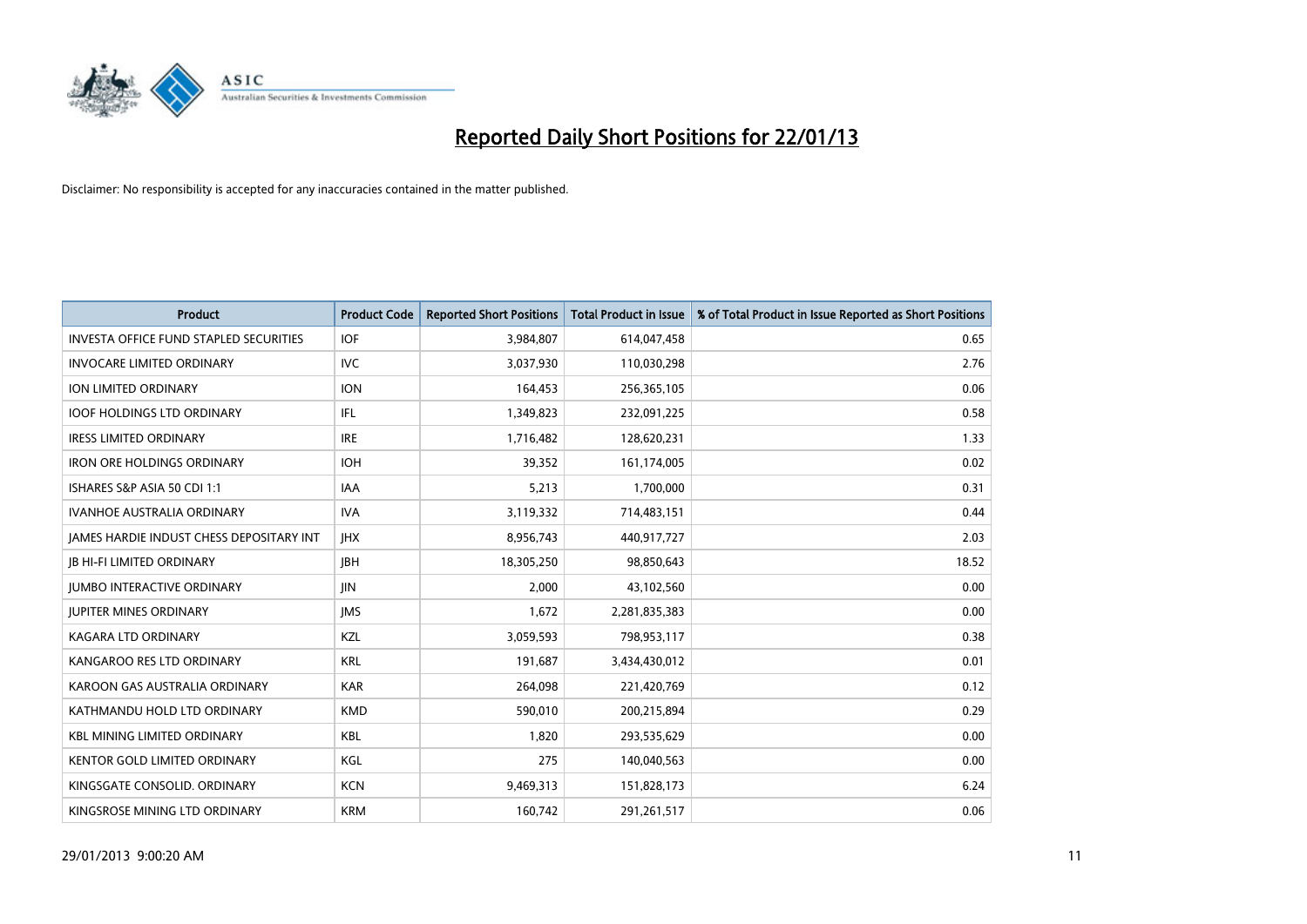# Reported Daily Short Positions for 22/01/13

Disclaimer: No responsibility is accepted for any inaccuracies contained in the matter published.

| Product | Product Code | Reported Short Positions | Total Product in Issue | % of Total Product in Issue Reported as Short Positions |
|---|---|---|---|---|
| INVESTA OFFICE FUND STAPLED SECURITIES | IOF | 3,984,807 | 614,047,458 | 0.65 |
| INVOCARE LIMITED ORDINARY | IVC | 3,037,930 | 110,030,298 | 2.76 |
| ION LIMITED ORDINARY | ION | 164,453 | 256,365,105 | 0.06 |
| IOOF HOLDINGS LTD ORDINARY | IFL | 1,349,823 | 232,091,225 | 0.58 |
| IRESS LIMITED ORDINARY | IRE | 1,716,482 | 128,620,231 | 1.33 |
| IRON ORE HOLDINGS ORDINARY | IOH | 39,352 | 161,174,005 | 0.02 |
| ISHARES S&P ASIA 50 CDI 1:1 | IAA | 5,213 | 1,700,000 | 0.31 |
| IVANHOE AUSTRALIA ORDINARY | IVA | 3,119,332 | 714,483,151 | 0.44 |
| JAMES HARDIE INDUST CHESS DEPOSITARY INT | JHX | 8,956,743 | 440,917,727 | 2.03 |
| JB HI-FI LIMITED ORDINARY | JBH | 18,305,250 | 98,850,643 | 18.52 |
| JUMBO INTERACTIVE ORDINARY | JIN | 2,000 | 43,102,560 | 0.00 |
| JUPITER MINES ORDINARY | JMS | 1,672 | 2,281,835,383 | 0.00 |
| KAGARA LTD ORDINARY | KZL | 3,059,593 | 798,953,117 | 0.38 |
| KANGAROO RES LTD ORDINARY | KRL | 191,687 | 3,434,430,012 | 0.01 |
| KAROON GAS AUSTRALIA ORDINARY | KAR | 264,098 | 221,420,769 | 0.12 |
| KATHMANDU HOLD LTD ORDINARY | KMD | 590,010 | 200,215,894 | 0.29 |
| KBL MINING LIMITED ORDINARY | KBL | 1,820 | 293,535,629 | 0.00 |
| KENTOR GOLD LIMITED ORDINARY | KGL | 275 | 140,040,563 | 0.00 |
| KINGSGATE CONSOLID. ORDINARY | KCN | 9,469,313 | 151,828,173 | 6.24 |
| KINGSROSE MINING LTD ORDINARY | KRM | 160,742 | 291,261,517 | 0.06 |

29/01/2013 9:00:20 AM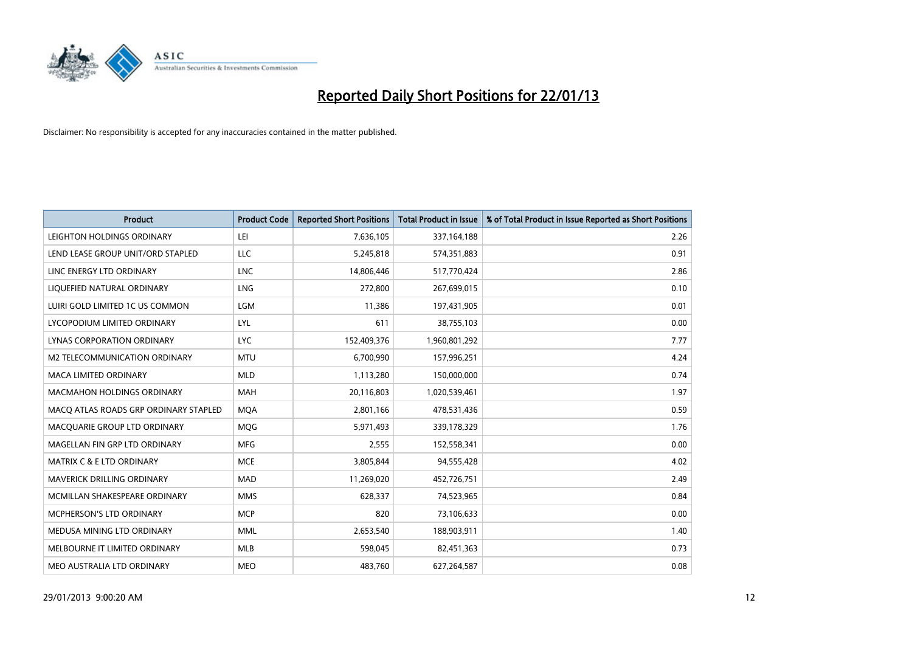# Reported Daily Short Positions for 22/01/13

Disclaimer: No responsibility is accepted for any inaccuracies contained in the matter published.

| Product | Product Code | Reported Short Positions | Total Product in Issue | % of Total Product in Issue Reported as Short Positions |
|---|---|---|---|---|
| LEIGHTON HOLDINGS ORDINARY | LEI | 7,636,105 | 337,164,188 | 2.26 |
| LEND LEASE GROUP UNIT/ORD STAPLED | LLC | 5,245,818 | 574,351,883 | 0.91 |
| LINC ENERGY LTD ORDINARY | LNC | 14,806,446 | 517,770,424 | 2.86 |
| LIQUEFIED NATURAL ORDINARY | LNG | 272,800 | 267,699,015 | 0.10 |
| LUIRI GOLD LIMITED 1C US COMMON | LGM | 11,386 | 197,431,905 | 0.01 |
| LYCOPODIUM LIMITED ORDINARY | LYL | 611 | 38,755,103 | 0.00 |
| LYNAS CORPORATION ORDINARY | LYC | 152,409,376 | 1,960,801,292 | 7.77 |
| M2 TELECOMMUNICATION ORDINARY | MTU | 6,700,990 | 157,996,251 | 4.24 |
| MACA LIMITED ORDINARY | MLD | 1,113,280 | 150,000,000 | 0.74 |
| MACMAHON HOLDINGS ORDINARY | MAH | 20,116,803 | 1,020,539,461 | 1.97 |
| MACQ ATLAS ROADS GRP ORDINARY STAPLED | MQA | 2,801,166 | 478,531,436 | 0.59 |
| MACQUARIE GROUP LTD ORDINARY | MQG | 5,971,493 | 339,178,329 | 1.76 |
| MAGELLAN FIN GRP LTD ORDINARY | MFG | 2,555 | 152,558,341 | 0.00 |
| MATRIX C & E LTD ORDINARY | MCE | 3,805,844 | 94,555,428 | 4.02 |
| MAVERICK DRILLING ORDINARY | MAD | 11,269,020 | 452,726,751 | 2.49 |
| MCMILLAN SHAKESPEARE ORDINARY | MMS | 628,337 | 74,523,965 | 0.84 |
| MCPHERSON'S LTD ORDINARY | MCP | 820 | 73,106,633 | 0.00 |
| MEDUSA MINING LTD ORDINARY | MML | 2,653,540 | 188,903,911 | 1.40 |
| MELBOURNE IT LIMITED ORDINARY | MLB | 598,045 | 82,451,363 | 0.73 |
| MEO AUSTRALIA LTD ORDINARY | MEO | 483,760 | 627,264,587 | 0.08 |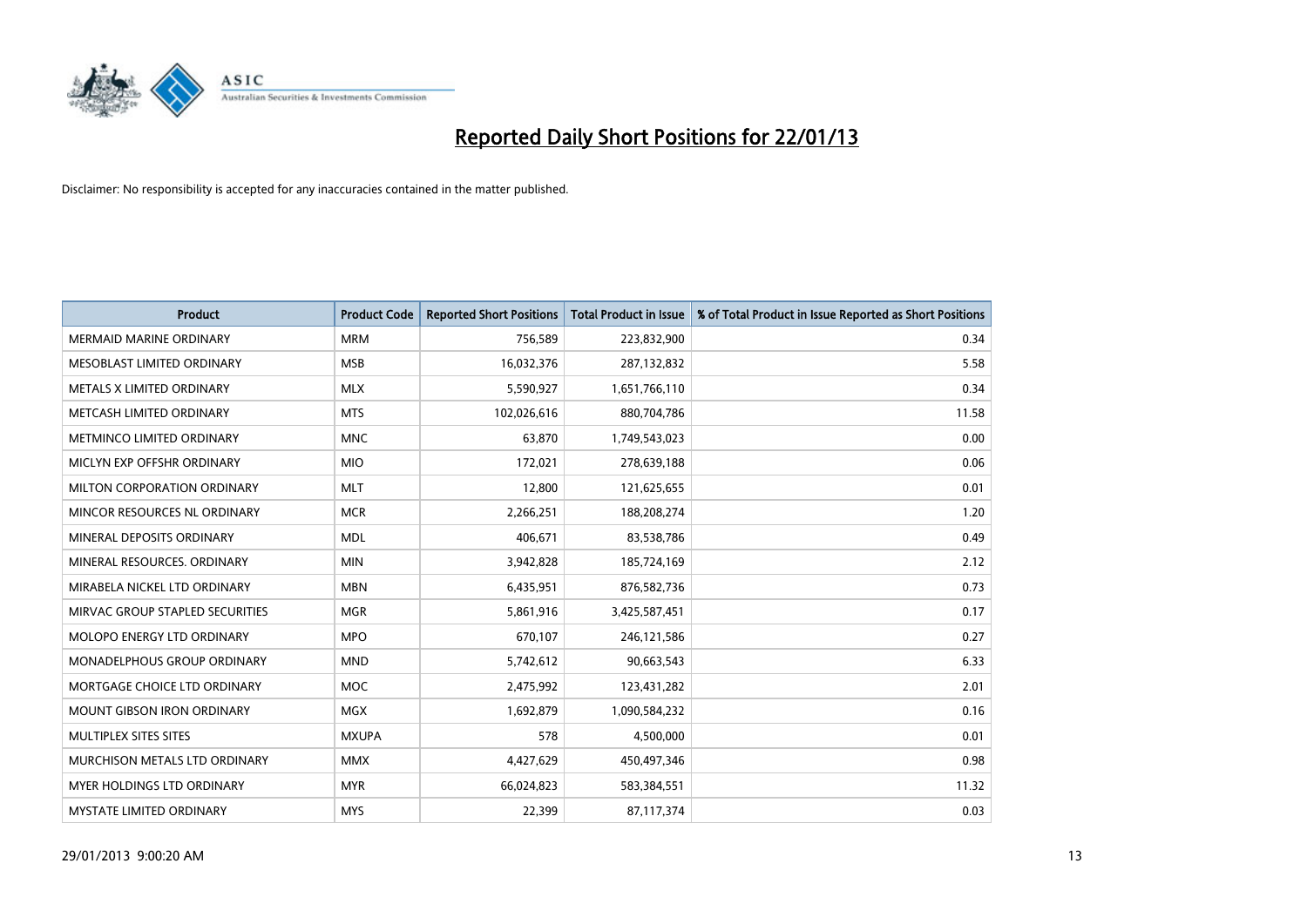# Reported Daily Short Positions for 22/01/13

Disclaimer: No responsibility is accepted for any inaccuracies contained in the matter published.

| Product | Product Code | Reported Short Positions | Total Product in Issue | % of Total Product in Issue Reported as Short Positions |
|---|---|---|---|---|
| MERMAID MARINE ORDINARY | MRM | 756,589 | 223,832,900 | 0.34 |
| MESOBLAST LIMITED ORDINARY | MSB | 16,032,376 | 287,132,832 | 5.58 |
| METALS X LIMITED ORDINARY | MLX | 5,590,927 | 1,651,766,110 | 0.34 |
| METCASH LIMITED ORDINARY | MTS | 102,026,616 | 880,704,786 | 11.58 |
| METMINCO LIMITED ORDINARY | MNC | 63,870 | 1,749,543,023 | 0.00 |
| MICLYN EXP OFFSHR ORDINARY | MIO | 172,021 | 278,639,188 | 0.06 |
| MILTON CORPORATION ORDINARY | MLT | 12,800 | 121,625,655 | 0.01 |
| MINCOR RESOURCES NL ORDINARY | MCR | 2,266,251 | 188,208,274 | 1.20 |
| MINERAL DEPOSITS ORDINARY | MDL | 406,671 | 83,538,786 | 0.49 |
| MINERAL RESOURCES. ORDINARY | MIN | 3,942,828 | 185,724,169 | 2.12 |
| MIRABELA NICKEL LTD ORDINARY | MBN | 6,435,951 | 876,582,736 | 0.73 |
| MIRVAC GROUP STAPLED SECURITIES | MGR | 5,861,916 | 3,425,587,451 | 0.17 |
| MOLOPO ENERGY LTD ORDINARY | MPO | 670,107 | 246,121,586 | 0.27 |
| MONADELPHOUS GROUP ORDINARY | MND | 5,742,612 | 90,663,543 | 6.33 |
| MORTGAGE CHOICE LTD ORDINARY | MOC | 2,475,992 | 123,431,282 | 2.01 |
| MOUNT GIBSON IRON ORDINARY | MGX | 1,692,879 | 1,090,584,232 | 0.16 |
| MULTIPLEX SITES SITES | MXUPA | 578 | 4,500,000 | 0.01 |
| MURCHISON METALS LTD ORDINARY | MMX | 4,427,629 | 450,497,346 | 0.98 |
| MYER HOLDINGS LTD ORDINARY | MYR | 66,024,823 | 583,384,551 | 11.32 |
| MYSTATE LIMITED ORDINARY | MYS | 22,399 | 87,117,374 | 0.03 |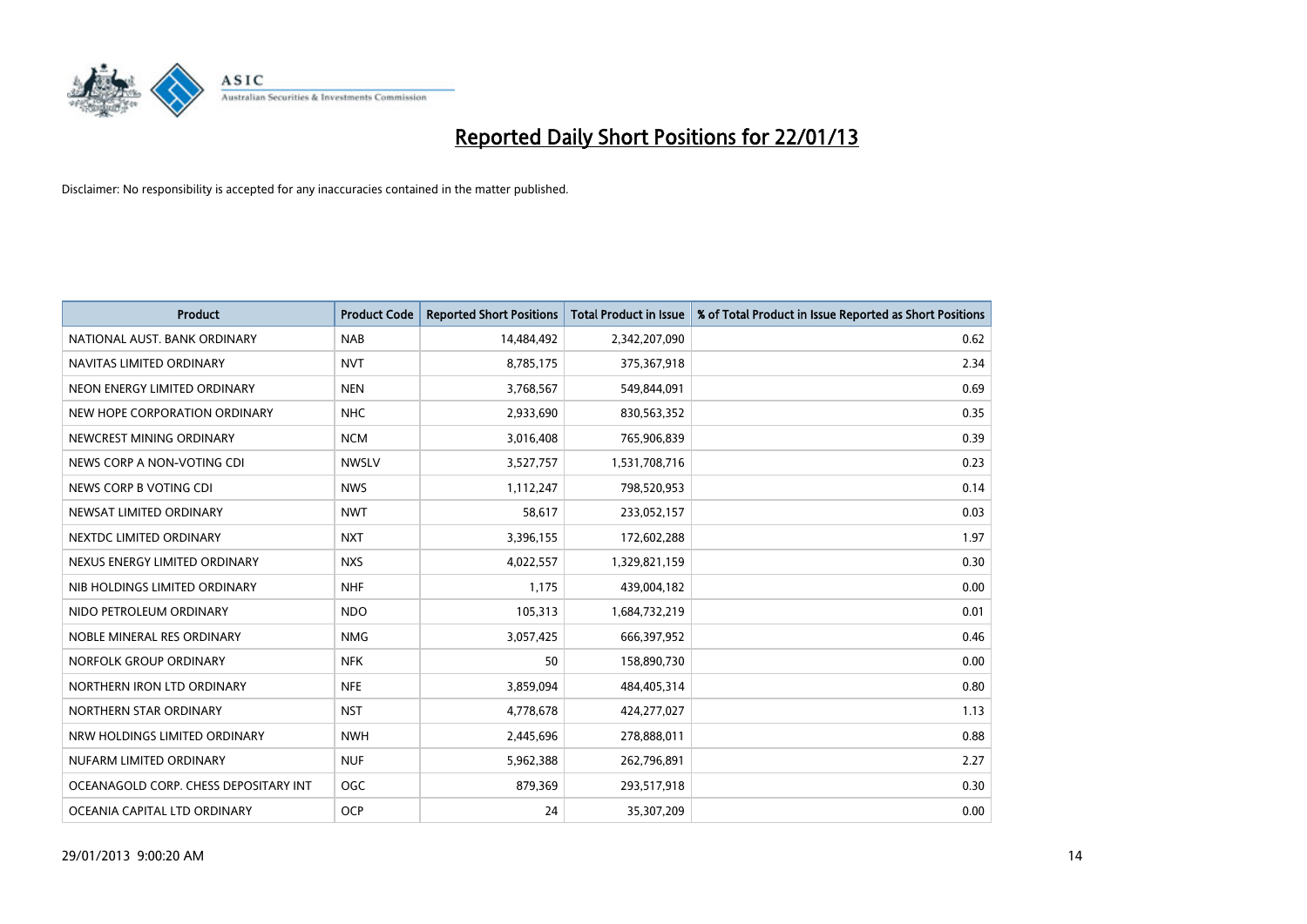# Reported Daily Short Positions for 22/01/13

Disclaimer: No responsibility is accepted for any inaccuracies contained in the matter published.

| Product | Product Code | Reported Short Positions | Total Product in Issue | % of Total Product in Issue Reported as Short Positions |
|---|---|---|---|---|
| NATIONAL AUST. BANK ORDINARY | NAB | 14,484,492 | 2,342,207,090 | 0.62 |
| NAVITAS LIMITED ORDINARY | NVT | 8,785,175 | 375,367,918 | 2.34 |
| NEON ENERGY LIMITED ORDINARY | NEN | 3,768,567 | 549,844,091 | 0.69 |
| NEW HOPE CORPORATION ORDINARY | NHC | 2,933,690 | 830,563,352 | 0.35 |
| NEWCREST MINING ORDINARY | NCM | 3,016,408 | 765,906,839 | 0.39 |
| NEWS CORP A NON-VOTING CDI | NWSLV | 3,527,757 | 1,531,708,716 | 0.23 |
| NEWS CORP B VOTING CDI | NWS | 1,112,247 | 798,520,953 | 0.14 |
| NEWSAT LIMITED ORDINARY | NWT | 58,617 | 233,052,157 | 0.03 |
| NEXTDC LIMITED ORDINARY | NXT | 3,396,155 | 172,602,288 | 1.97 |
| NEXUS ENERGY LIMITED ORDINARY | NXS | 4,022,557 | 1,329,821,159 | 0.30 |
| NIB HOLDINGS LIMITED ORDINARY | NHF | 1,175 | 439,004,182 | 0.00 |
| NIDO PETROLEUM ORDINARY | NDO | 105,313 | 1,684,732,219 | 0.01 |
| NOBLE MINERAL RES ORDINARY | NMG | 3,057,425 | 666,397,952 | 0.46 |
| NORFOLK GROUP ORDINARY | NFK | 50 | 158,890,730 | 0.00 |
| NORTHERN IRON LTD ORDINARY | NFE | 3,859,094 | 484,405,314 | 0.80 |
| NORTHERN STAR ORDINARY | NST | 4,778,678 | 424,277,027 | 1.13 |
| NRW HOLDINGS LIMITED ORDINARY | NWH | 2,445,696 | 278,888,011 | 0.88 |
| NUFARM LIMITED ORDINARY | NUF | 5,962,388 | 262,796,891 | 2.27 |
| OCEANAGOLD CORP. CHESS DEPOSITARY INT | OGC | 879,369 | 293,517,918 | 0.30 |
| OCEANIA CAPITAL LTD ORDINARY | OCP | 24 | 35,307,209 | 0.00 |

29/01/2013 9:00:20 AM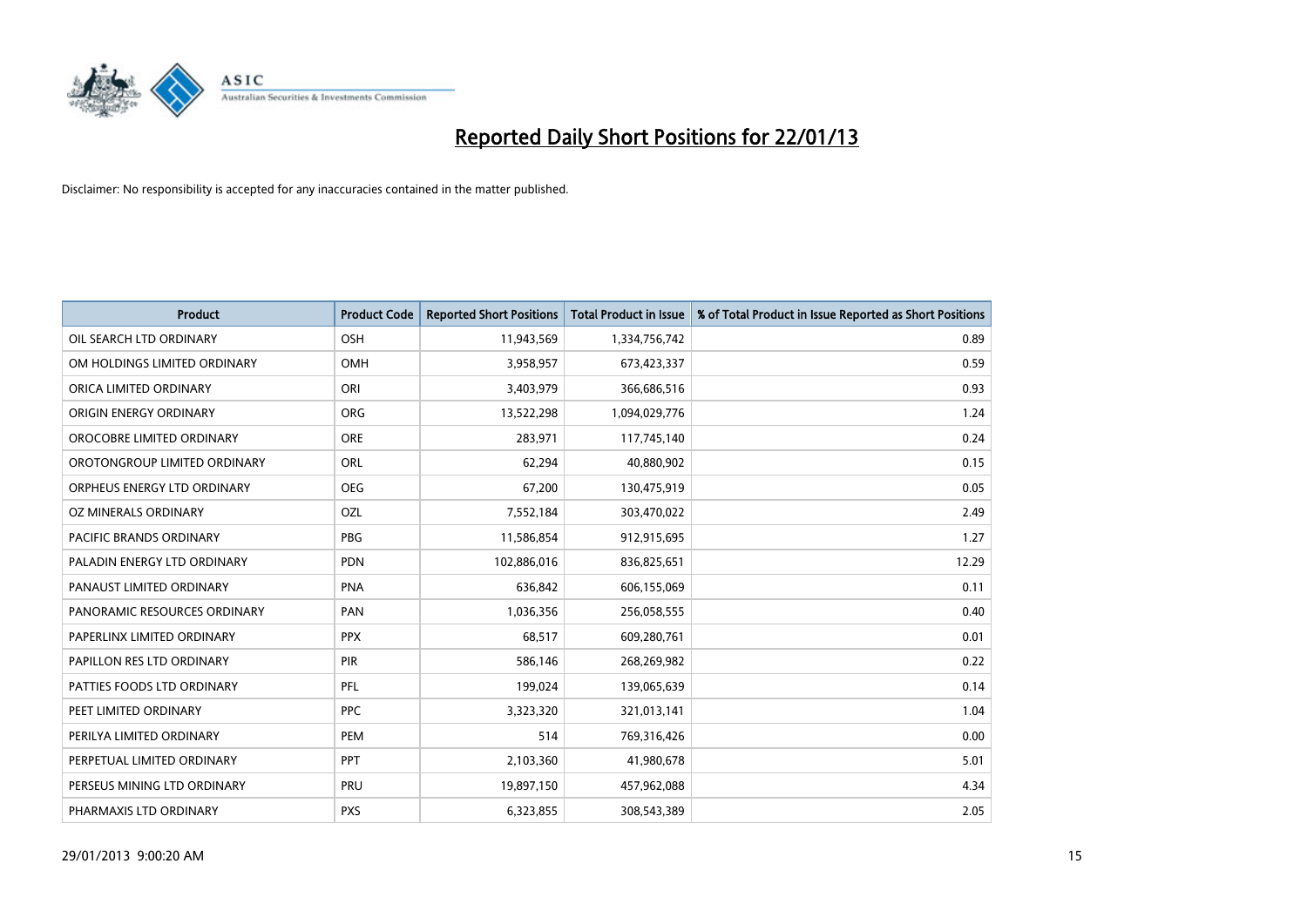# Reported Daily Short Positions for 22/01/13

Disclaimer: No responsibility is accepted for any inaccuracies contained in the matter published.

| Product | Product Code | Reported Short Positions | Total Product in Issue | % of Total Product in Issue Reported as Short Positions |
|---|---|---|---|---|
| OIL SEARCH LTD ORDINARY | OSH | 11,943,569 | 1,334,756,742 | 0.89 |
| OM HOLDINGS LIMITED ORDINARY | OMH | 3,958,957 | 673,423,337 | 0.59 |
| ORICA LIMITED ORDINARY | ORI | 3,403,979 | 366,686,516 | 0.93 |
| ORIGIN ENERGY ORDINARY | ORG | 13,522,298 | 1,094,029,776 | 1.24 |
| OROCOBRE LIMITED ORDINARY | ORE | 283,971 | 117,745,140 | 0.24 |
| OROTONGROUP LIMITED ORDINARY | ORL | 62,294 | 40,880,902 | 0.15 |
| ORPHEUS ENERGY LTD ORDINARY | OEG | 67,200 | 130,475,919 | 0.05 |
| OZ MINERALS ORDINARY | OZL | 7,552,184 | 303,470,022 | 2.49 |
| PACIFIC BRANDS ORDINARY | PBG | 11,586,854 | 912,915,695 | 1.27 |
| PALADIN ENERGY LTD ORDINARY | PDN | 102,886,016 | 836,825,651 | 12.29 |
| PANAUST LIMITED ORDINARY | PNA | 636,842 | 606,155,069 | 0.11 |
| PANORAMIC RESOURCES ORDINARY | PAN | 1,036,356 | 256,058,555 | 0.40 |
| PAPERLINX LIMITED ORDINARY | PPX | 68,517 | 609,280,761 | 0.01 |
| PAPILLON RES LTD ORDINARY | PIR | 586,146 | 268,269,982 | 0.22 |
| PATTIES FOODS LTD ORDINARY | PFL | 199,024 | 139,065,639 | 0.14 |
| PEET LIMITED ORDINARY | PPC | 3,323,320 | 321,013,141 | 1.04 |
| PERILYA LIMITED ORDINARY | PEM | 514 | 769,316,426 | 0.00 |
| PERPETUAL LIMITED ORDINARY | PPT | 2,103,360 | 41,980,678 | 5.01 |
| PERSEUS MINING LTD ORDINARY | PRU | 19,897,150 | 457,962,088 | 4.34 |
| PHARMAXIS LTD ORDINARY | PXS | 6,323,855 | 308,543,389 | 2.05 |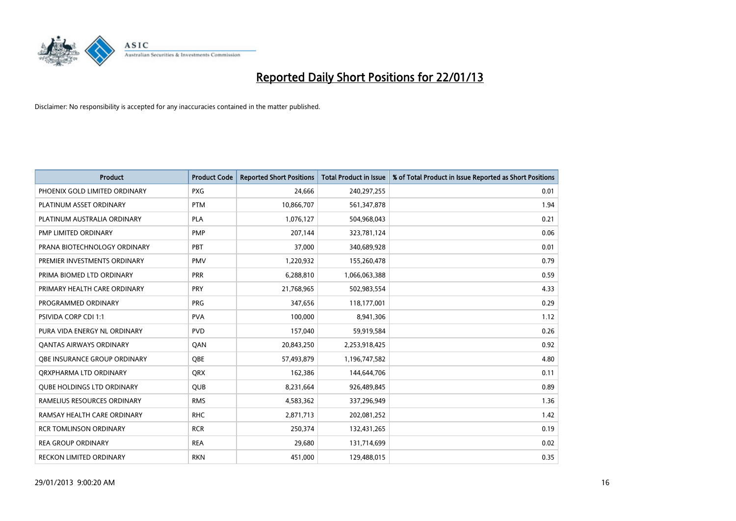# Reported Daily Short Positions for 22/01/13

Disclaimer: No responsibility is accepted for any inaccuracies contained in the matter published.

| Product | Product Code | Reported Short Positions | Total Product in Issue | % of Total Product in Issue Reported as Short Positions |
|---|---|---|---|---|
| PHOENIX GOLD LIMITED ORDINARY | PXG | 24,666 | 240,297,255 | 0.01 |
| PLATINUM ASSET ORDINARY | PTM | 10,866,707 | 561,347,878 | 1.94 |
| PLATINUM AUSTRALIA ORDINARY | PLA | 1,076,127 | 504,968,043 | 0.21 |
| PMP LIMITED ORDINARY | PMP | 207,144 | 323,781,124 | 0.06 |
| PRANA BIOTECHNOLOGY ORDINARY | PBT | 37,000 | 340,689,928 | 0.01 |
| PREMIER INVESTMENTS ORDINARY | PMV | 1,220,932 | 155,260,478 | 0.79 |
| PRIMA BIOMED LTD ORDINARY | PRR | 6,288,810 | 1,066,063,388 | 0.59 |
| PRIMARY HEALTH CARE ORDINARY | PRY | 21,768,965 | 502,983,554 | 4.33 |
| PROGRAMMED ORDINARY | PRG | 347,656 | 118,177,001 | 0.29 |
| PSIVIDA CORP CDI 1:1 | PVA | 100,000 | 8,941,306 | 1.12 |
| PURA VIDA ENERGY NL ORDINARY | PVD | 157,040 | 59,919,584 | 0.26 |
| QANTAS AIRWAYS ORDINARY | QAN | 20,843,250 | 2,253,918,425 | 0.92 |
| QBE INSURANCE GROUP ORDINARY | QBE | 57,493,879 | 1,196,747,582 | 4.80 |
| QRXPHARMA LTD ORDINARY | QRX | 162,386 | 144,644,706 | 0.11 |
| QUBE HOLDINGS LTD ORDINARY | QUB | 8,231,664 | 926,489,845 | 0.89 |
| RAMELIUS RESOURCES ORDINARY | RMS | 4,583,362 | 337,296,949 | 1.36 |
| RAMSAY HEALTH CARE ORDINARY | RHC | 2,871,713 | 202,081,252 | 1.42 |
| RCR TOMLINSON ORDINARY | RCR | 250,374 | 132,431,265 | 0.19 |
| REA GROUP ORDINARY | REA | 29,680 | 131,714,699 | 0.02 |
| RECKON LIMITED ORDINARY | RKN | 451,000 | 129,488,015 | 0.35 |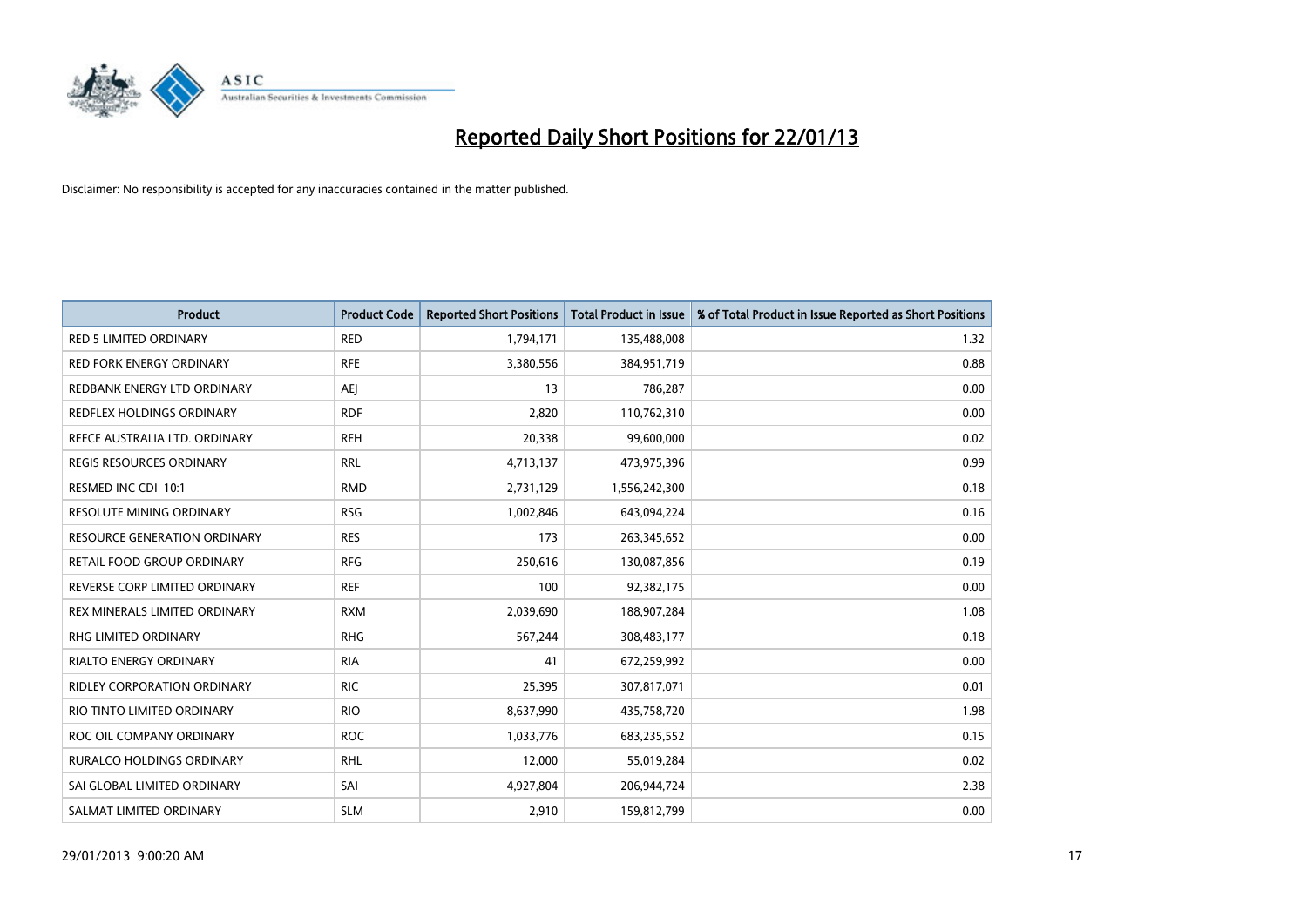# Reported Daily Short Positions for 22/01/13

Disclaimer: No responsibility is accepted for any inaccuracies contained in the matter published.

| Product | Product Code | Reported Short Positions | Total Product in Issue | % of Total Product in Issue Reported as Short Positions |
|---|---|---|---|---|
| RED 5 LIMITED ORDINARY | RED | 1,794,171 | 135,488,008 | 1.32 |
| RED FORK ENERGY ORDINARY | RFE | 3,380,556 | 384,951,719 | 0.88 |
| REDBANK ENERGY LTD ORDINARY | AEJ | 13 | 786,287 | 0.00 |
| REDFLEX HOLDINGS ORDINARY | RDF | 2,820 | 110,762,310 | 0.00 |
| REECE AUSTRALIA LTD. ORDINARY | REH | 20,338 | 99,600,000 | 0.02 |
| REGIS RESOURCES ORDINARY | RRL | 4,713,137 | 473,975,396 | 0.99 |
| RESMED INC CDI 10:1 | RMD | 2,731,129 | 1,556,242,300 | 0.18 |
| RESOLUTE MINING ORDINARY | RSG | 1,002,846 | 643,094,224 | 0.16 |
| RESOURCE GENERATION ORDINARY | RES | 173 | 263,345,652 | 0.00 |
| RETAIL FOOD GROUP ORDINARY | RFG | 250,616 | 130,087,856 | 0.19 |
| REVERSE CORP LIMITED ORDINARY | REF | 100 | 92,382,175 | 0.00 |
| REX MINERALS LIMITED ORDINARY | RXM | 2,039,690 | 188,907,284 | 1.08 |
| RHG LIMITED ORDINARY | RHG | 567,244 | 308,483,177 | 0.18 |
| RIALTO ENERGY ORDINARY | RIA | 41 | 672,259,992 | 0.00 |
| RIDLEY CORPORATION ORDINARY | RIC | 25,395 | 307,817,071 | 0.01 |
| RIO TINTO LIMITED ORDINARY | RIO | 8,637,990 | 435,758,720 | 1.98 |
| ROC OIL COMPANY ORDINARY | ROC | 1,033,776 | 683,235,552 | 0.15 |
| RURALCO HOLDINGS ORDINARY | RHL | 12,000 | 55,019,284 | 0.02 |
| SAI GLOBAL LIMITED ORDINARY | SAI | 4,927,804 | 206,944,724 | 2.38 |
| SALMAT LIMITED ORDINARY | SLM | 2,910 | 159,812,799 | 0.00 |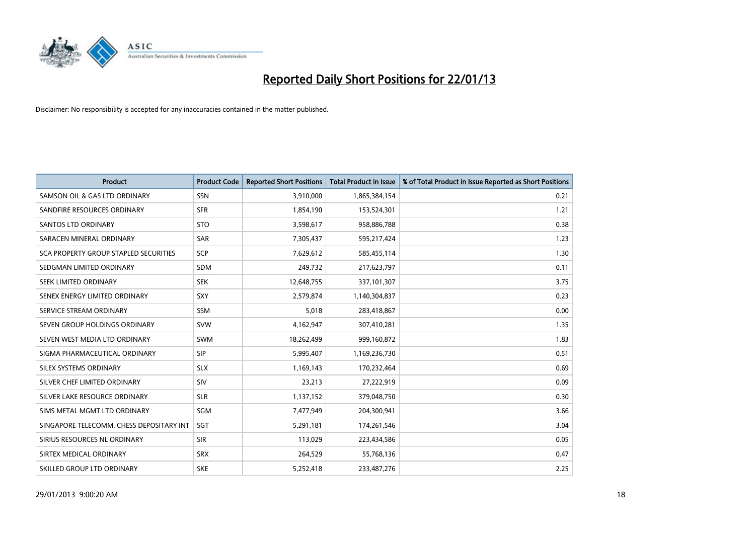# Reported Daily Short Positions for 22/01/13

Disclaimer: No responsibility is accepted for any inaccuracies contained in the matter published.

| Product | Product Code | Reported Short Positions | Total Product in Issue | % of Total Product in Issue Reported as Short Positions |
|---|---|---|---|---|
| SAMSON OIL & GAS LTD ORDINARY | SSN | 3,910,000 | 1,865,384,154 | 0.21 |
| SANDFIRE RESOURCES ORDINARY | SFR | 1,854,190 | 153,524,301 | 1.21 |
| SANTOS LTD ORDINARY | STO | 3,598,617 | 958,886,788 | 0.38 |
| SARACEN MINERAL ORDINARY | SAR | 7,305,437 | 595,217,424 | 1.23 |
| SCA PROPERTY GROUP STAPLED SECURITIES | SCP | 7,629,612 | 585,455,114 | 1.30 |
| SEDGMAN LIMITED ORDINARY | SDM | 249,732 | 217,623,797 | 0.11 |
| SEEK LIMITED ORDINARY | SEK | 12,648,755 | 337,101,307 | 3.75 |
| SENEX ENERGY LIMITED ORDINARY | SXY | 2,579,874 | 1,140,304,837 | 0.23 |
| SERVICE STREAM ORDINARY | SSM | 5,018 | 283,418,867 | 0.00 |
| SEVEN GROUP HOLDINGS ORDINARY | SVW | 4,162,947 | 307,410,281 | 1.35 |
| SEVEN WEST MEDIA LTD ORDINARY | SWM | 18,262,499 | 999,160,872 | 1.83 |
| SIGMA PHARMACEUTICAL ORDINARY | SIP | 5,995,407 | 1,169,236,730 | 0.51 |
| SILEX SYSTEMS ORDINARY | SLX | 1,169,143 | 170,232,464 | 0.69 |
| SILVER CHEF LIMITED ORDINARY | SIV | 23,213 | 27,222,919 | 0.09 |
| SILVER LAKE RESOURCE ORDINARY | SLR | 1,137,152 | 379,048,750 | 0.30 |
| SIMS METAL MGMT LTD ORDINARY | SGM | 7,477,949 | 204,300,941 | 3.66 |
| SINGAPORE TELECOMM. CHESS DEPOSITARY INT | SGT | 5,291,181 | 174,261,546 | 3.04 |
| SIRIUS RESOURCES NL ORDINARY | SIR | 113,029 | 223,434,586 | 0.05 |
| SIRTEX MEDICAL ORDINARY | SRX | 264,529 | 55,768,136 | 0.47 |
| SKILLED GROUP LTD ORDINARY | SKE | 5,252,418 | 233,487,276 | 2.25 |

29/01/2013 9:00:20 AM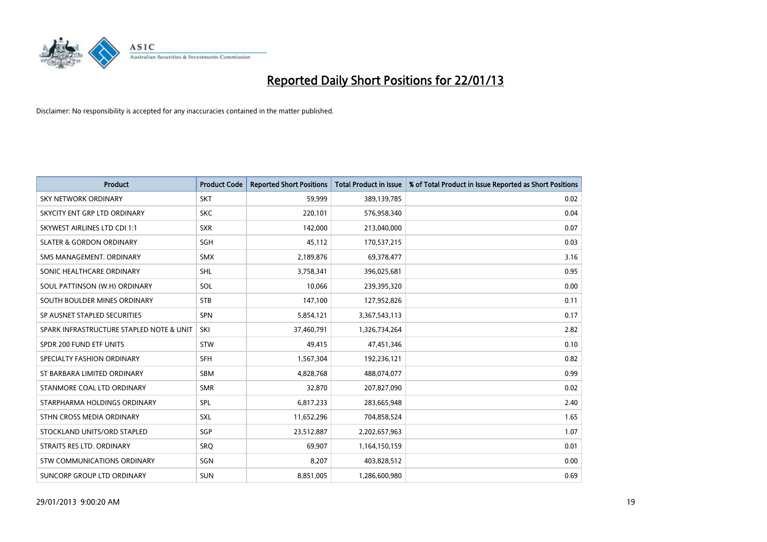# Reported Daily Short Positions for 22/01/13

Disclaimer: No responsibility is accepted for any inaccuracies contained in the matter published.

| Product | Product Code | Reported Short Positions | Total Product in Issue | % of Total Product in Issue Reported as Short Positions |
|---|---|---|---|---|
| SKY NETWORK ORDINARY | SKT | 59,999 | 389,139,785 | 0.02 |
| SKYCITY ENT GRP LTD ORDINARY | SKC | 220,101 | 576,958,340 | 0.04 |
| SKYWEST AIRLINES LTD CDI 1:1 | SXR | 142,000 | 213,040,000 | 0.07 |
| SLATER & GORDON ORDINARY | SGH | 45,112 | 170,537,215 | 0.03 |
| SMS MANAGEMENT. ORDINARY | SMX | 2,189,876 | 69,378,477 | 3.16 |
| SONIC HEALTHCARE ORDINARY | SHL | 3,758,341 | 396,025,681 | 0.95 |
| SOUL PATTINSON (W.H) ORDINARY | SOL | 10,066 | 239,395,320 | 0.00 |
| SOUTH BOULDER MINES ORDINARY | STB | 147,100 | 127,952,826 | 0.11 |
| SP AUSNET STAPLED SECURITIES | SPN | 5,854,121 | 3,367,543,113 | 0.17 |
| SPARK INFRASTRUCTURE STAPLED NOTE & UNIT | SKI | 37,460,791 | 1,326,734,264 | 2.82 |
| SPDR 200 FUND ETF UNITS | STW | 49,415 | 47,451,346 | 0.10 |
| SPECIALTY FASHION ORDINARY | SFH | 1,567,304 | 192,236,121 | 0.82 |
| ST BARBARA LIMITED ORDINARY | SBM | 4,828,768 | 488,074,077 | 0.99 |
| STANMORE COAL LTD ORDINARY | SMR | 32,870 | 207,827,090 | 0.02 |
| STARPHARMA HOLDINGS ORDINARY | SPL | 6,817,233 | 283,665,948 | 2.40 |
| STHN CROSS MEDIA ORDINARY | SXL | 11,652,296 | 704,858,524 | 1.65 |
| STOCKLAND UNITS/ORD STAPLED | SGP | 23,512,887 | 2,202,657,963 | 1.07 |
| STRAITS RES LTD. ORDINARY | SRQ | 69,907 | 1,164,150,159 | 0.01 |
| STW COMMUNICATIONS ORDINARY | SGN | 8,207 | 403,828,512 | 0.00 |
| SUNCORP GROUP LTD ORDINARY | SUN | 8,851,005 | 1,286,600,980 | 0.69 |

29/01/2013 9:00:20 AM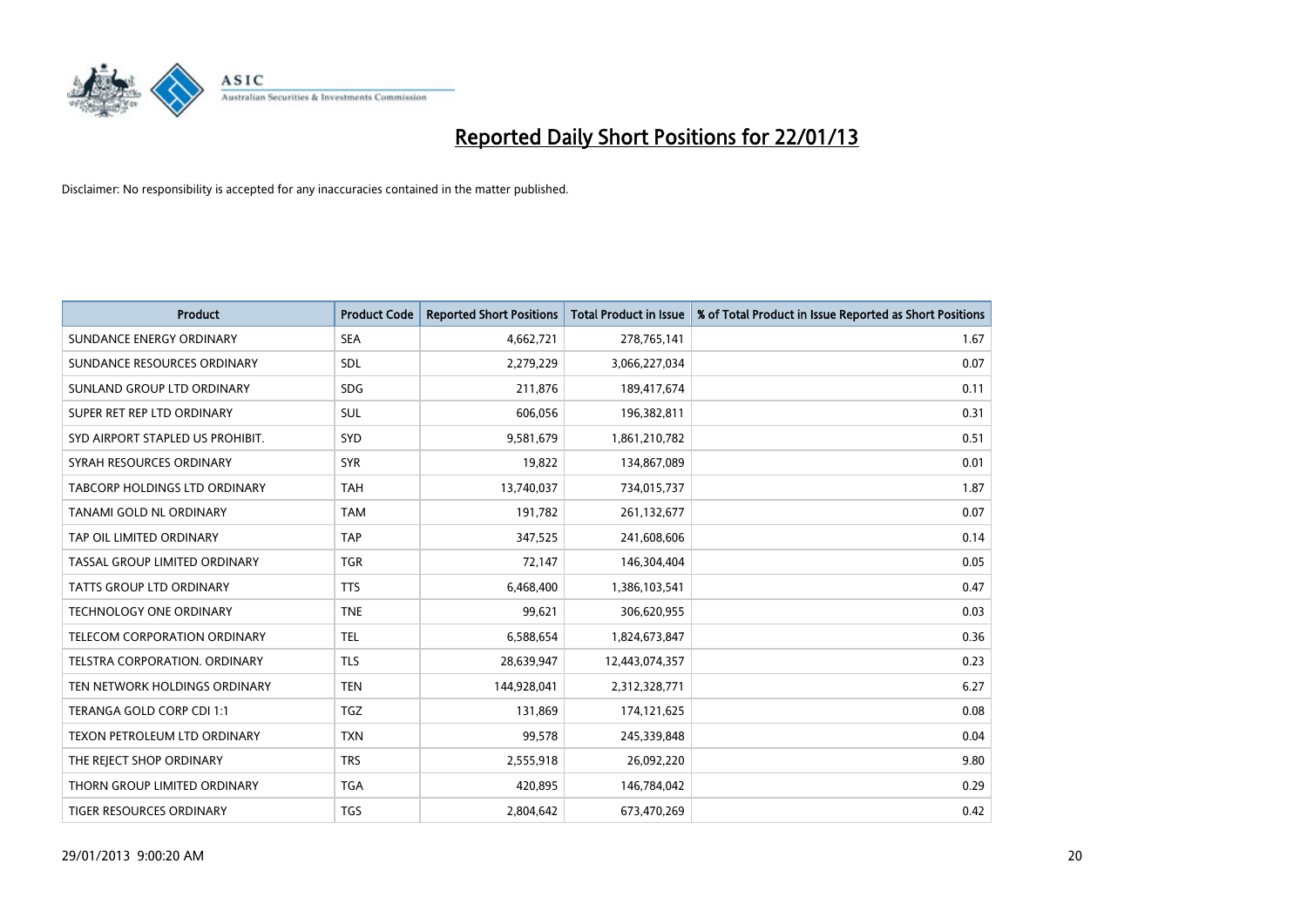# Reported Daily Short Positions for 22/01/13

Disclaimer: No responsibility is accepted for any inaccuracies contained in the matter published.

| Product | Product Code | Reported Short Positions | Total Product in Issue | % of Total Product in Issue Reported as Short Positions |
| --- | --- | --- | --- | --- |
| SUNDANCE ENERGY ORDINARY | SEA | 4,662,721 | 278,765,141 | 1.67 |
| SUNDANCE RESOURCES ORDINARY | SDL | 2,279,229 | 3,066,227,034 | 0.07 |
| SUNLAND GROUP LTD ORDINARY | SDG | 211,876 | 189,417,674 | 0.11 |
| SUPER RET REP LTD ORDINARY | SUL | 606,056 | 196,382,811 | 0.31 |
| SYD AIRPORT STAPLED US PROHIBIT. | SYD | 9,581,679 | 1,861,210,782 | 0.51 |
| SYRAH RESOURCES ORDINARY | SYR | 19,822 | 134,867,089 | 0.01 |
| TABCORP HOLDINGS LTD ORDINARY | TAH | 13,740,037 | 734,015,737 | 1.87 |
| TANAMI GOLD NL ORDINARY | TAM | 191,782 | 261,132,677 | 0.07 |
| TAP OIL LIMITED ORDINARY | TAP | 347,525 | 241,608,606 | 0.14 |
| TASSAL GROUP LIMITED ORDINARY | TGR | 72,147 | 146,304,404 | 0.05 |
| TATTS GROUP LTD ORDINARY | TTS | 6,468,400 | 1,386,103,541 | 0.47 |
| TECHNOLOGY ONE ORDINARY | TNE | 99,621 | 306,620,955 | 0.03 |
| TELECOM CORPORATION ORDINARY | TEL | 6,588,654 | 1,824,673,847 | 0.36 |
| TELSTRA CORPORATION. ORDINARY | TLS | 28,639,947 | 12,443,074,357 | 0.23 |
| TEN NETWORK HOLDINGS ORDINARY | TEN | 144,928,041 | 2,312,328,771 | 6.27 |
| TERANGA GOLD CORP CDI 1:1 | TGZ | 131,869 | 174,121,625 | 0.08 |
| TEXON PETROLEUM LTD ORDINARY | TXN | 99,578 | 245,339,848 | 0.04 |
| THE REJECT SHOP ORDINARY | TRS | 2,555,918 | 26,092,220 | 9.80 |
| THORN GROUP LIMITED ORDINARY | TGA | 420,895 | 146,784,042 | 0.29 |
| TIGER RESOURCES ORDINARY | TGS | 2,804,642 | 673,470,269 | 0.42 |

29/01/2013 9:00:20 AM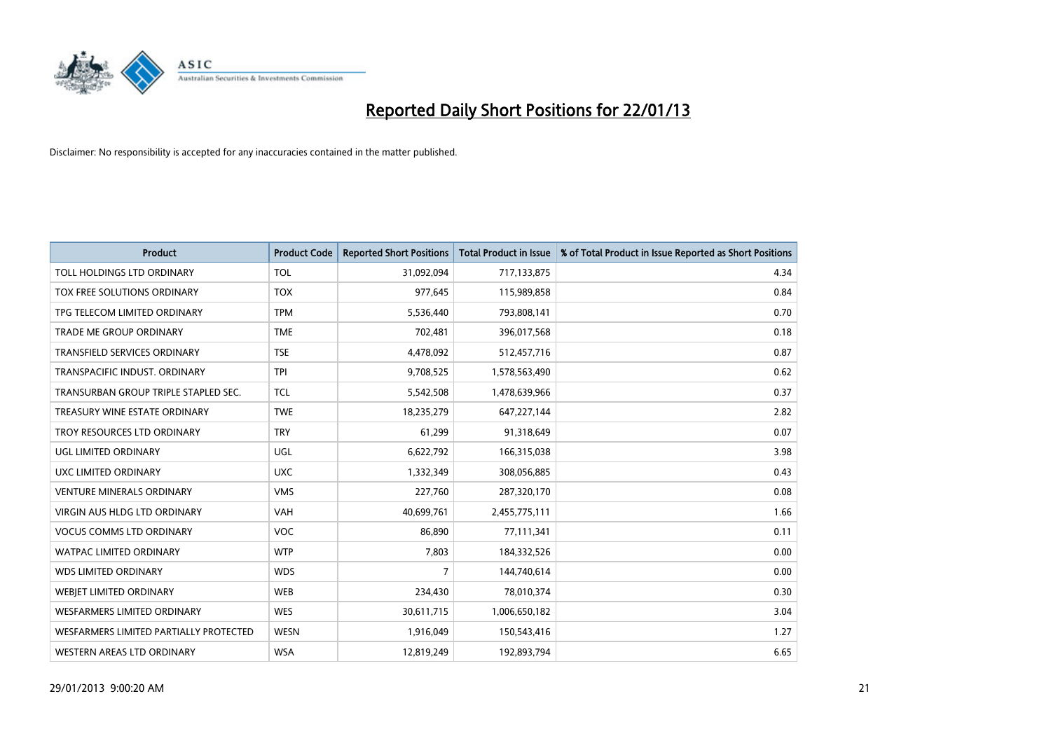# Reported Daily Short Positions for 22/01/13

Disclaimer: No responsibility is accepted for any inaccuracies contained in the matter published.

| Product | Product Code | Reported Short Positions | Total Product in Issue | % of Total Product in Issue Reported as Short Positions |
|---|---|---|---|---|
| TOLL HOLDINGS LTD ORDINARY | TOL | 31,092,094 | 717,133,875 | 4.34 |
| TOX FREE SOLUTIONS ORDINARY | TOX | 977,645 | 115,989,858 | 0.84 |
| TPG TELECOM LIMITED ORDINARY | TPM | 5,536,440 | 793,808,141 | 0.70 |
| TRADE ME GROUP ORDINARY | TME | 702,481 | 396,017,568 | 0.18 |
| TRANSFIELD SERVICES ORDINARY | TSE | 4,478,092 | 512,457,716 | 0.87 |
| TRANSPACIFIC INDUST. ORDINARY | TPI | 9,708,525 | 1,578,563,490 | 0.62 |
| TRANSURBAN GROUP TRIPLE STAPLED SEC. | TCL | 5,542,508 | 1,478,639,966 | 0.37 |
| TREASURY WINE ESTATE ORDINARY | TWE | 18,235,279 | 647,227,144 | 2.82 |
| TROY RESOURCES LTD ORDINARY | TRY | 61,299 | 91,318,649 | 0.07 |
| UGL LIMITED ORDINARY | UGL | 6,622,792 | 166,315,038 | 3.98 |
| UXC LIMITED ORDINARY | UXC | 1,332,349 | 308,056,885 | 0.43 |
| VENTURE MINERALS ORDINARY | VMS | 227,760 | 287,320,170 | 0.08 |
| VIRGIN AUS HLDG LTD ORDINARY | VAH | 40,699,761 | 2,455,775,111 | 1.66 |
| VOCUS COMMS LTD ORDINARY | VOC | 86,890 | 77,111,341 | 0.11 |
| WATPAC LIMITED ORDINARY | WTP | 7,803 | 184,332,526 | 0.00 |
| WDS LIMITED ORDINARY | WDS | 7 | 144,740,614 | 0.00 |
| WEBJET LIMITED ORDINARY | WEB | 234,430 | 78,010,374 | 0.30 |
| WESFARMERS LIMITED ORDINARY | WES | 30,611,715 | 1,006,650,182 | 3.04 |
| WESFARMERS LIMITED PARTIALLY PROTECTED | WESN | 1,916,049 | 150,543,416 | 1.27 |
| WESTERN AREAS LTD ORDINARY | WSA | 12,819,249 | 192,893,794 | 6.65 |

29/01/2013 9:00:20 AM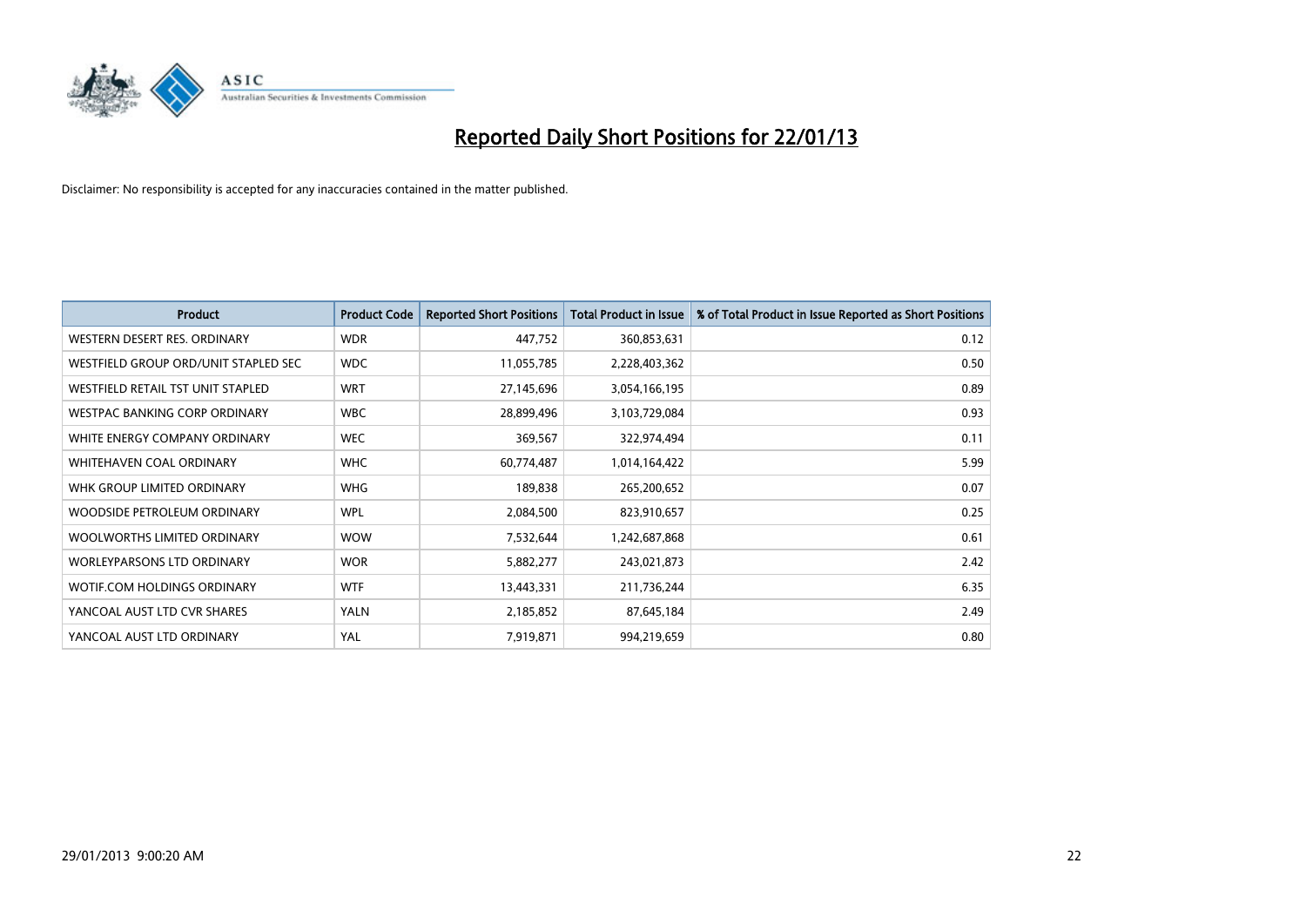# Reported Daily Short Positions for 22/01/13

Disclaimer: No responsibility is accepted for any inaccuracies contained in the matter published.

| Product | Product Code | Reported Short Positions | Total Product in Issue | % of Total Product in Issue Reported as Short Positions |
|---|---|---|---|---|
| WESTERN DESERT RES. ORDINARY | WDR | 447,752 | 360,853,631 | 0.12 |
| WESTFIELD GROUP ORD/UNIT STAPLED SEC | WDC | 11,055,785 | 2,228,403,362 | 0.50 |
| WESTFIELD RETAIL TST UNIT STAPLED | WRT | 27,145,696 | 3,054,166,195 | 0.89 |
| WESTPAC BANKING CORP ORDINARY | WBC | 28,899,496 | 3,103,729,084 | 0.93 |
| WHITE ENERGY COMPANY ORDINARY | WEC | 369,567 | 322,974,494 | 0.11 |
| WHITEHAVEN COAL ORDINARY | WHC | 60,774,487 | 1,014,164,422 | 5.99 |
| WHK GROUP LIMITED ORDINARY | WHG | 189,838 | 265,200,652 | 0.07 |
| WOODSIDE PETROLEUM ORDINARY | WPL | 2,084,500 | 823,910,657 | 0.25 |
| WOOLWORTHS LIMITED ORDINARY | WOW | 7,532,644 | 1,242,687,868 | 0.61 |
| WORLEYPARSONS LTD ORDINARY | WOR | 5,882,277 | 243,021,873 | 2.42 |
| WOTIF.COM HOLDINGS ORDINARY | WTF | 13,443,331 | 211,736,244 | 6.35 |
| YANCOAL AUST LTD CVR SHARES | YALN | 2,185,852 | 87,645,184 | 2.49 |
| YANCOAL AUST LTD ORDINARY | YAL | 7,919,871 | 994,219,659 | 0.80 |